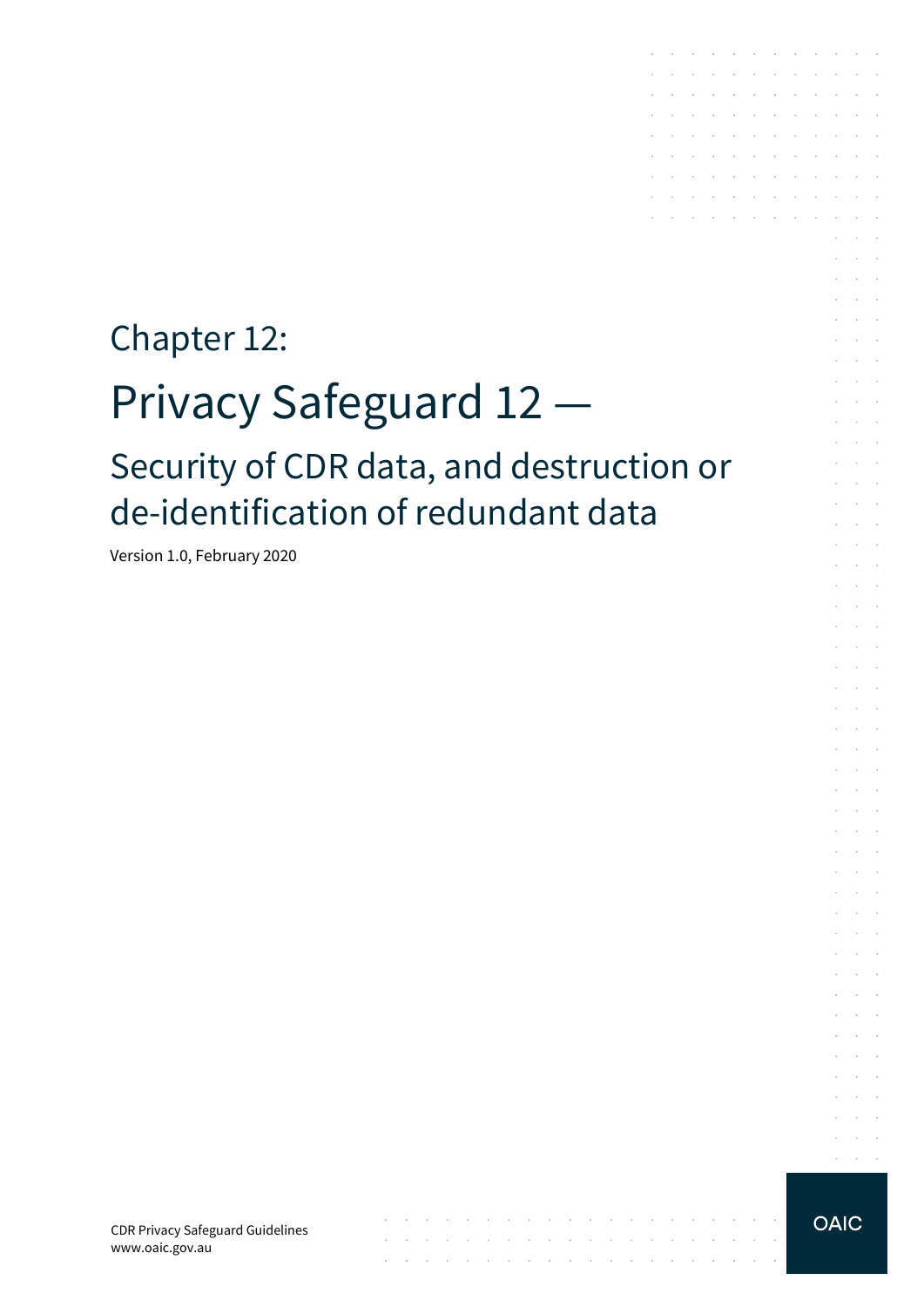# Chapter 12:

# Privacy Safeguard 12 —

## Security of CDR data, and destruction or de-identification of redundant data

Version 1.0, February 2020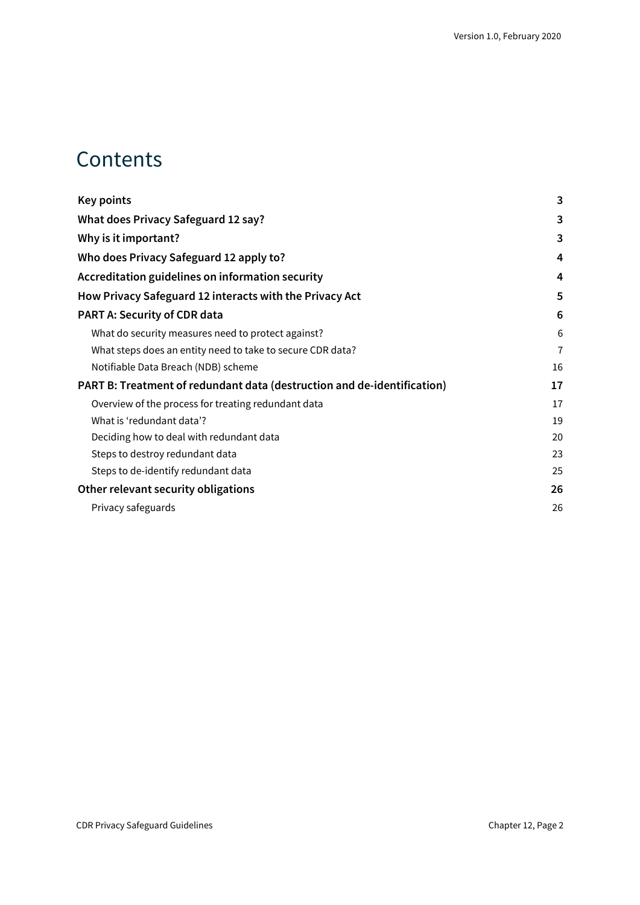# Contents

| | |
|---|---|
| **Key points** | **3** |
| **What does Privacy Safeguard 12 say?** | **3** |
| **Why is it important?** | **3** |
| **Who does Privacy Safeguard 12 apply to?** | **4** |
| **Accreditation guidelines on information security** | **4** |
| **How Privacy Safeguard 12 interacts with the Privacy Act** | **5** |
| **PART A: Security of CDR data** | **6** |
| What do security measures need to protect against? | 6 |
| What steps does an entity need to take to secure CDR data? | 7 |
| Notifiable Data Breach (NDB) scheme | 16 |
| **PART B: Treatment of redundant data (destruction and de-identification)** | **17** |
| Overview of the process for treating redundant data | 17 |
| What is 'redundant data'? | 19 |
| Deciding how to deal with redundant data | 20 |
| Steps to destroy redundant data | 23 |
| Steps to de-identify redundant data | 25 |
| **Other relevant security obligations** | **26** |
| Privacy safeguards | 26 |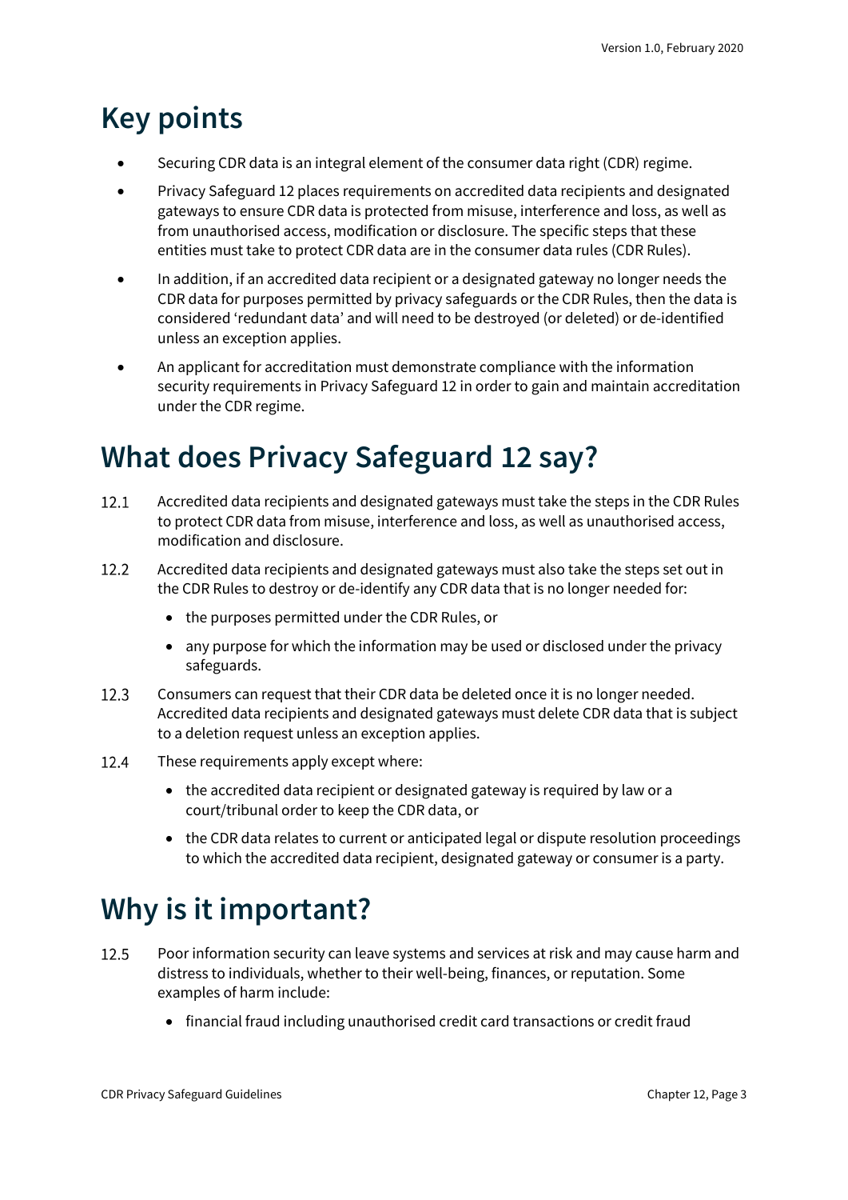# Key points

- Securing CDR data is an integral element of the consumer data right (CDR) regime.
- Privacy Safeguard 12 places requirements on accredited data recipients and designated gateways to ensure CDR data is protected from misuse, interference and loss, as well as from unauthorised access, modification or disclosure. The specific steps that these entities must take to protect CDR data are in the consumer data rules (CDR Rules).
- In addition, if an accredited data recipient or a designated gateway no longer needs the CDR data for purposes permitted by privacy safeguards or the CDR Rules, then the data is considered 'redundant data' and will need to be destroyed (or deleted) or de-identified unless an exception applies.
- An applicant for accreditation must demonstrate compliance with the information security requirements in Privacy Safeguard 12 in order to gain and maintain accreditation under the CDR regime.

# What does Privacy Safeguard 12 say?

12.1 Accredited data recipients and designated gateways must take the steps in the CDR Rules to protect CDR data from misuse, interference and loss, as well as unauthorised access, modification and disclosure.

12.2 Accredited data recipients and designated gateways must also take the steps set out in the CDR Rules to destroy or de-identify any CDR data that is no longer needed for:

- the purposes permitted under the CDR Rules, or
- any purpose for which the information may be used or disclosed under the privacy safeguards.

12.3 Consumers can request that their CDR data be deleted once it is no longer needed. Accredited data recipients and designated gateways must delete CDR data that is subject to a deletion request unless an exception applies.

12.4 These requirements apply except where:

- the accredited data recipient or designated gateway is required by law or a court/tribunal order to keep the CDR data, or
- the CDR data relates to current or anticipated legal or dispute resolution proceedings to which the accredited data recipient, designated gateway or consumer is a party.

# Why is it important?

12.5 Poor information security can leave systems and services at risk and may cause harm and distress to individuals, whether to their well-being, finances, or reputation. Some examples of harm include:

- financial fraud including unauthorised credit card transactions or credit fraud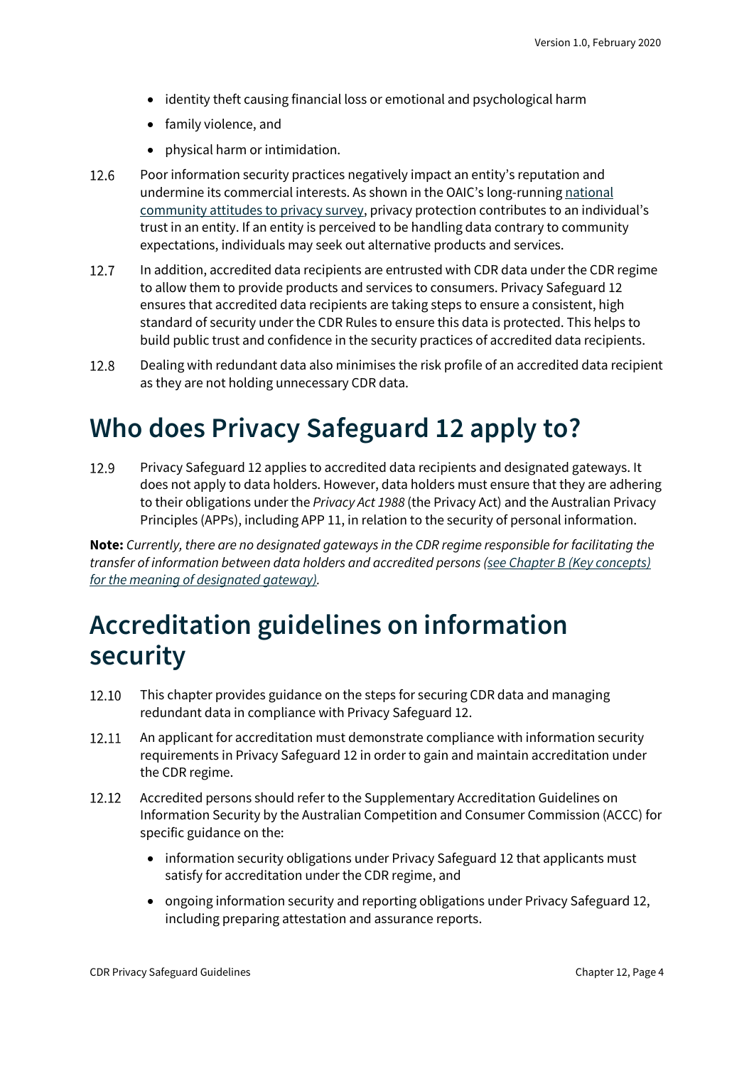- identity theft causing financial loss or emotional and psychological harm
- family violence, and
- physical harm or intimidation.

12.6 Poor information security practices negatively impact an entity's reputation and undermine its commercial interests. As shown in the OAIC's long-running national community attitudes to privacy survey, privacy protection contributes to an individual's trust in an entity. If an entity is perceived to be handling data contrary to community expectations, individuals may seek out alternative products and services.

12.7 In addition, accredited data recipients are entrusted with CDR data under the CDR regime to allow them to provide products and services to consumers. Privacy Safeguard 12 ensures that accredited data recipients are taking steps to ensure a consistent, high standard of security under the CDR Rules to ensure this data is protected. This helps to build public trust and confidence in the security practices of accredited data recipients.

12.8 Dealing with redundant data also minimises the risk profile of an accredited data recipient as they are not holding unnecessary CDR data.

# Who does Privacy Safeguard 12 apply to?

12.9 Privacy Safeguard 12 applies to accredited data recipients and designated gateways. It does not apply to data holders. However, data holders must ensure that they are adhering to their obligations under the *Privacy Act 1988* (the Privacy Act) and the Australian Privacy Principles (APPs), including APP 11, in relation to the security of personal information.

**Note:** *Currently, there are no designated gateways in the CDR regime responsible for facilitating the transfer of information between data holders and accredited persons (see Chapter B (Key concepts) for the meaning of designated gateway).*

# Accreditation guidelines on information security

12.10 This chapter provides guidance on the steps for securing CDR data and managing redundant data in compliance with Privacy Safeguard 12.

12.11 An applicant for accreditation must demonstrate compliance with information security requirements in Privacy Safeguard 12 in order to gain and maintain accreditation under the CDR regime.

12.12 Accredited persons should refer to the Supplementary Accreditation Guidelines on Information Security by the Australian Competition and Consumer Commission (ACCC) for specific guidance on the:

- information security obligations under Privacy Safeguard 12 that applicants must satisfy for accreditation under the CDR regime, and
- ongoing information security and reporting obligations under Privacy Safeguard 12, including preparing attestation and assurance reports.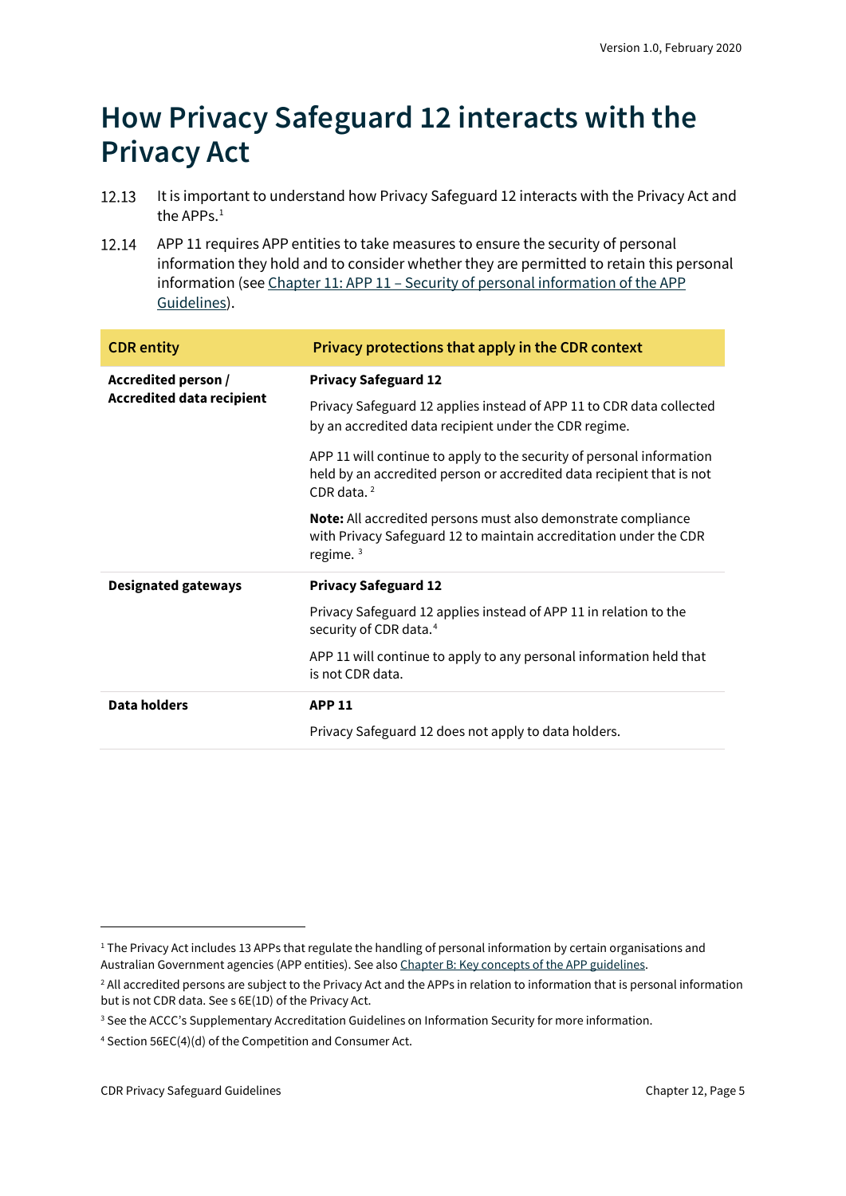# How Privacy Safeguard 12 interacts with the Privacy Act

12.13 It is important to understand how Privacy Safeguard 12 interacts with the Privacy Act and the APPs.[1]

12.14 APP 11 requires APP entities to take measures to ensure the security of personal information they hold and to consider whether they are permitted to retain this personal information (see Chapter 11: APP 11 – Security of personal information of the APP Guidelines).

| CDR entity | Privacy protections that apply in the CDR context |
|---|---|
| **Accredited person / Accredited data recipient** | **Privacy Safeguard 12**<br><br>Privacy Safeguard 12 applies instead of APP 11 to CDR data collected by an accredited data recipient under the CDR regime.<br><br>APP 11 will continue to apply to the security of personal information held by an accredited person or accredited data recipient that is not CDR data.[2]<br><br>**Note:** All accredited persons must also demonstrate compliance with Privacy Safeguard 12 to maintain accreditation under the CDR regime.[3] |
| **Designated gateways** | **Privacy Safeguard 12**<br><br>Privacy Safeguard 12 applies instead of APP 11 in relation to the security of CDR data.[4]<br><br>APP 11 will continue to apply to any personal information held that is not CDR data. |
| **Data holders** | **APP 11**<br><br>Privacy Safeguard 12 does not apply to data holders. |

[1] The Privacy Act includes 13 APPs that regulate the handling of personal information by certain organisations and Australian Government agencies (APP entities). See also Chapter B: Key concepts of the APP guidelines.

[2] All accredited persons are subject to the Privacy Act and the APPs in relation to information that is personal information but is not CDR data. See s 6E(1D) of the Privacy Act.

[3] See the ACCC's Supplementary Accreditation Guidelines on Information Security for more information.

[4] Section 56EC(4)(d) of the Competition and Consumer Act.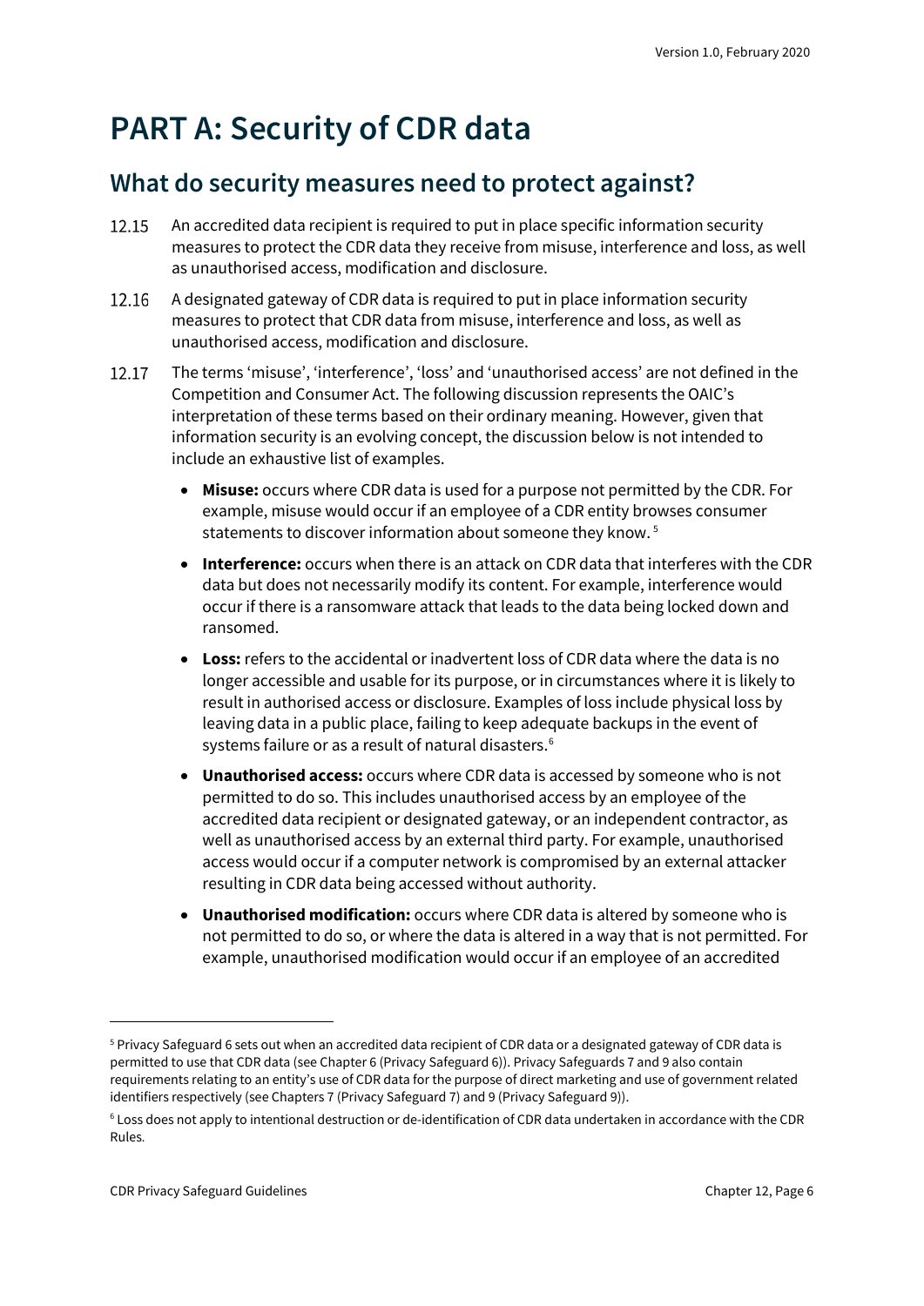# PART A: Security of CDR data

## What do security measures need to protect against?

12.15 An accredited data recipient is required to put in place specific information security measures to protect the CDR data they receive from misuse, interference and loss, as well as unauthorised access, modification and disclosure.

12.16 A designated gateway of CDR data is required to put in place information security measures to protect that CDR data from misuse, interference and loss, as well as unauthorised access, modification and disclosure.

12.17 The terms 'misuse', 'interference', 'loss' and 'unauthorised access' are not defined in the Competition and Consumer Act. The following discussion represents the OAIC's interpretation of these terms based on their ordinary meaning. However, given that information security is an evolving concept, the discussion below is not intended to include an exhaustive list of examples.

- **Misuse:** occurs where CDR data is used for a purpose not permitted by the CDR. For example, misuse would occur if an employee of a CDR entity browses consumer statements to discover information about someone they know. [5]
- **Interference:** occurs when there is an attack on CDR data that interferes with the CDR data but does not necessarily modify its content. For example, interference would occur if there is a ransomware attack that leads to the data being locked down and ransomed.
- **Loss:** refers to the accidental or inadvertent loss of CDR data where the data is no longer accessible and usable for its purpose, or in circumstances where it is likely to result in authorised access or disclosure. Examples of loss include physical loss by leaving data in a public place, failing to keep adequate backups in the event of systems failure or as a result of natural disasters.[6]
- **Unauthorised access:** occurs where CDR data is accessed by someone who is not permitted to do so. This includes unauthorised access by an employee of the accredited data recipient or designated gateway, or an independent contractor, as well as unauthorised access by an external third party. For example, unauthorised access would occur if a computer network is compromised by an external attacker resulting in CDR data being accessed without authority.
- **Unauthorised modification:** occurs where CDR data is altered by someone who is not permitted to do so, or where the data is altered in a way that is not permitted. For example, unauthorised modification would occur if an employee of an accredited

---

[5] Privacy Safeguard 6 sets out when an accredited data recipient of CDR data or a designated gateway of CDR data is permitted to use that CDR data (see Chapter 6 (Privacy Safeguard 6)). Privacy Safeguards 7 and 9 also contain requirements relating to an entity's use of CDR data for the purpose of direct marketing and use of government related identifiers respectively (see Chapters 7 (Privacy Safeguard 7) and 9 (Privacy Safeguard 9)).

[6] Loss does not apply to intentional destruction or de-identification of CDR data undertaken in accordance with the CDR Rules.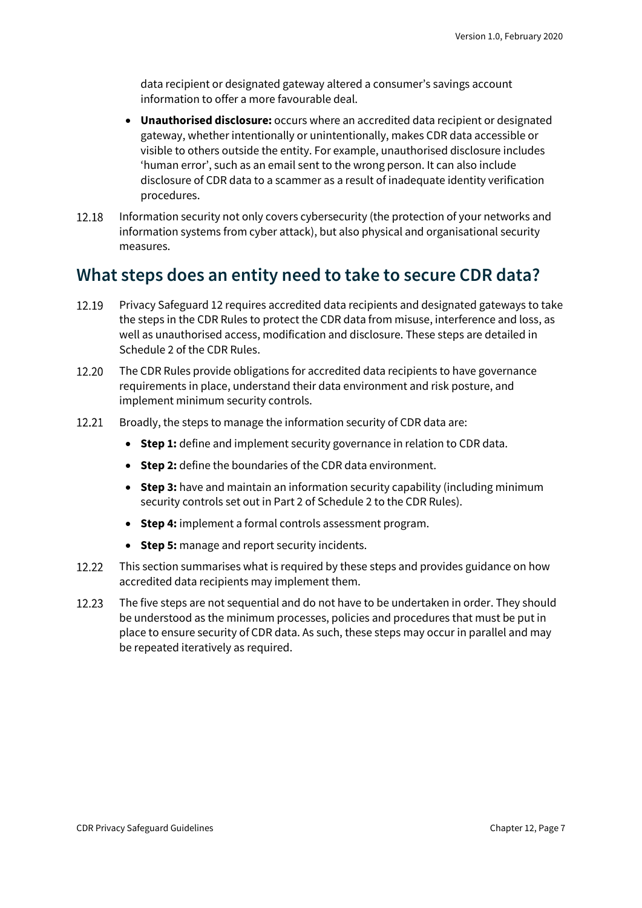data recipient or designated gateway altered a consumer's savings account information to offer a more favourable deal.

- **Unauthorised disclosure:** occurs where an accredited data recipient or designated gateway, whether intentionally or unintentionally, makes CDR data accessible or visible to others outside the entity. For example, unauthorised disclosure includes 'human error', such as an email sent to the wrong person. It can also include disclosure of CDR data to a scammer as a result of inadequate identity verification procedures.

12.18 Information security not only covers cybersecurity (the protection of your networks and information systems from cyber attack), but also physical and organisational security measures.

## What steps does an entity need to take to secure CDR data?

12.19 Privacy Safeguard 12 requires accredited data recipients and designated gateways to take the steps in the CDR Rules to protect the CDR data from misuse, interference and loss, as well as unauthorised access, modification and disclosure. These steps are detailed in Schedule 2 of the CDR Rules.

12.20 The CDR Rules provide obligations for accredited data recipients to have governance requirements in place, understand their data environment and risk posture, and implement minimum security controls.

12.21 Broadly, the steps to manage the information security of CDR data are:

- **Step 1:** define and implement security governance in relation to CDR data.
- **Step 2:** define the boundaries of the CDR data environment.
- **Step 3:** have and maintain an information security capability (including minimum security controls set out in Part 2 of Schedule 2 to the CDR Rules).
- **Step 4:** implement a formal controls assessment program.
- **Step 5:** manage and report security incidents.

12.22 This section summarises what is required by these steps and provides guidance on how accredited data recipients may implement them.

12.23 The five steps are not sequential and do not have to be undertaken in order. They should be understood as the minimum processes, policies and procedures that must be put in place to ensure security of CDR data. As such, these steps may occur in parallel and may be repeated iteratively as required.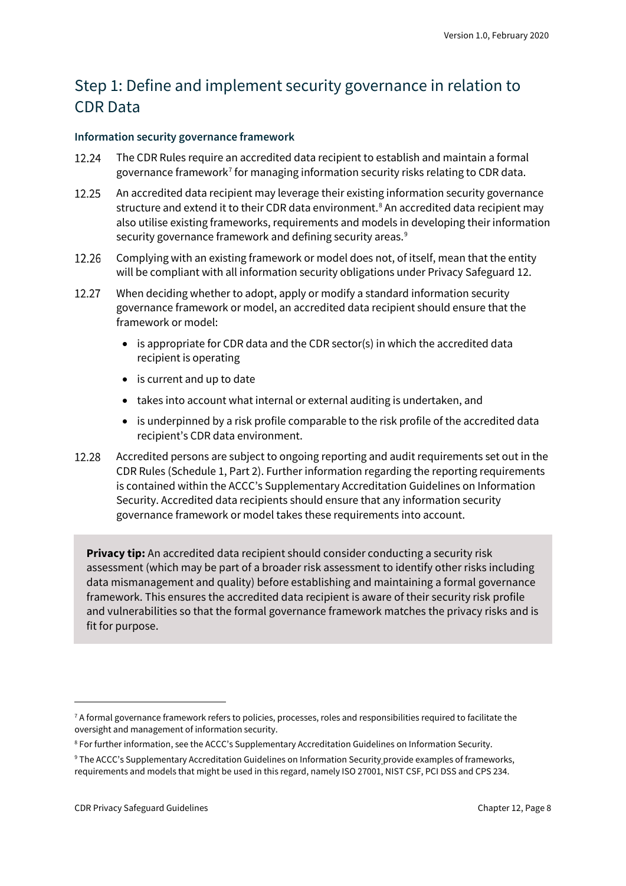## Step 1: Define and implement security governance in relation to CDR Data

### Information security governance framework

12.24 The CDR Rules require an accredited data recipient to establish and maintain a formal governance framework[7] for managing information security risks relating to CDR data.

12.25 An accredited data recipient may leverage their existing information security governance structure and extend it to their CDR data environment.[8] An accredited data recipient may also utilise existing frameworks, requirements and models in developing their information security governance framework and defining security areas.[9]

12.26 Complying with an existing framework or model does not, of itself, mean that the entity will be compliant with all information security obligations under Privacy Safeguard 12.

12.27 When deciding whether to adopt, apply or modify a standard information security governance framework or model, an accredited data recipient should ensure that the framework or model:

- is appropriate for CDR data and the CDR sector(s) in which the accredited data recipient is operating
- is current and up to date
- takes into account what internal or external auditing is undertaken, and
- is underpinned by a risk profile comparable to the risk profile of the accredited data recipient's CDR data environment.

12.28 Accredited persons are subject to ongoing reporting and audit requirements set out in the CDR Rules (Schedule 1, Part 2). Further information regarding the reporting requirements is contained within the ACCC's Supplementary Accreditation Guidelines on Information Security. Accredited data recipients should ensure that any information security governance framework or model takes these requirements into account.

> **Privacy tip:** An accredited data recipient should consider conducting a security risk assessment (which may be part of a broader risk assessment to identify other risks including data mismanagement and quality) before establishing and maintaining a formal governance framework. This ensures the accredited data recipient is aware of their security risk profile and vulnerabilities so that the formal governance framework matches the privacy risks and is fit for purpose.

---

[7] A formal governance framework refers to policies, processes, roles and responsibilities required to facilitate the oversight and management of information security.

[8] For further information, see the ACCC's Supplementary Accreditation Guidelines on Information Security.

[9] The ACCC's Supplementary Accreditation Guidelines on Information Security provide examples of frameworks, requirements and models that might be used in this regard, namely ISO 27001, NIST CSF, PCI DSS and CPS 234.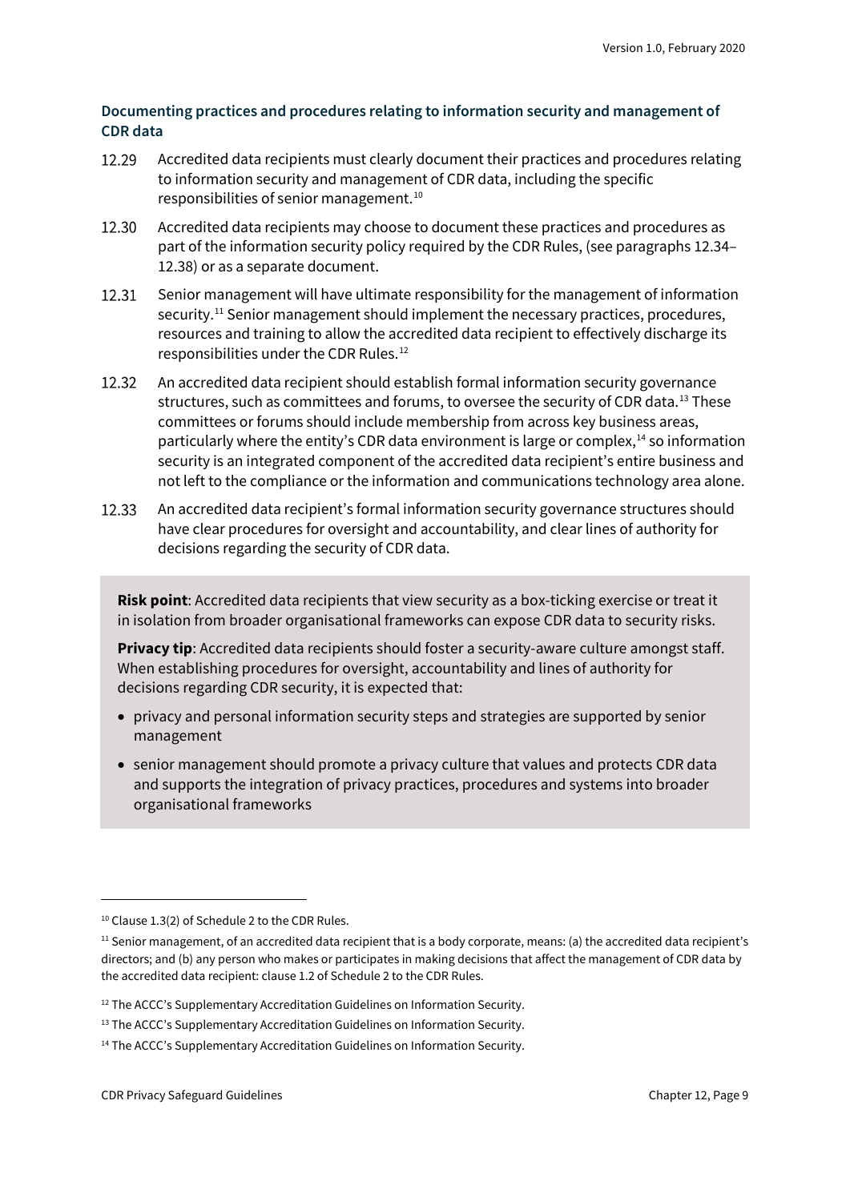### Documenting practices and procedures relating to information security and management of CDR data

12.29 Accredited data recipients must clearly document their practices and procedures relating to information security and management of CDR data, including the specific responsibilities of senior management.[10]

12.30 Accredited data recipients may choose to document these practices and procedures as part of the information security policy required by the CDR Rules, (see paragraphs 12.34–12.38) or as a separate document.

12.31 Senior management will have ultimate responsibility for the management of information security.[11] Senior management should implement the necessary practices, procedures, resources and training to allow the accredited data recipient to effectively discharge its responsibilities under the CDR Rules.[12]

12.32 An accredited data recipient should establish formal information security governance structures, such as committees and forums, to oversee the security of CDR data.[13] These committees or forums should include membership from across key business areas, particularly where the entity's CDR data environment is large or complex,[14] so information security is an integrated component of the accredited data recipient's entire business and not left to the compliance or the information and communications technology area alone.

12.33 An accredited data recipient's formal information security governance structures should have clear procedures for oversight and accountability, and clear lines of authority for decisions regarding the security of CDR data.

**Risk point**: Accredited data recipients that view security as a box-ticking exercise or treat it in isolation from broader organisational frameworks can expose CDR data to security risks.

**Privacy tip**: Accredited data recipients should foster a security-aware culture amongst staff. When establishing procedures for oversight, accountability and lines of authority for decisions regarding CDR security, it is expected that:

- privacy and personal information security steps and strategies are supported by senior management
- senior management should promote a privacy culture that values and protects CDR data and supports the integration of privacy practices, procedures and systems into broader organisational frameworks

---

[10] Clause 1.3(2) of Schedule 2 to the CDR Rules.

[11] Senior management, of an accredited data recipient that is a body corporate, means: (a) the accredited data recipient's directors; and (b) any person who makes or participates in making decisions that affect the management of CDR data by the accredited data recipient: clause 1.2 of Schedule 2 to the CDR Rules.

[12] The ACCC's Supplementary Accreditation Guidelines on Information Security.

[13] The ACCC's Supplementary Accreditation Guidelines on Information Security.

[14] The ACCC's Supplementary Accreditation Guidelines on Information Security.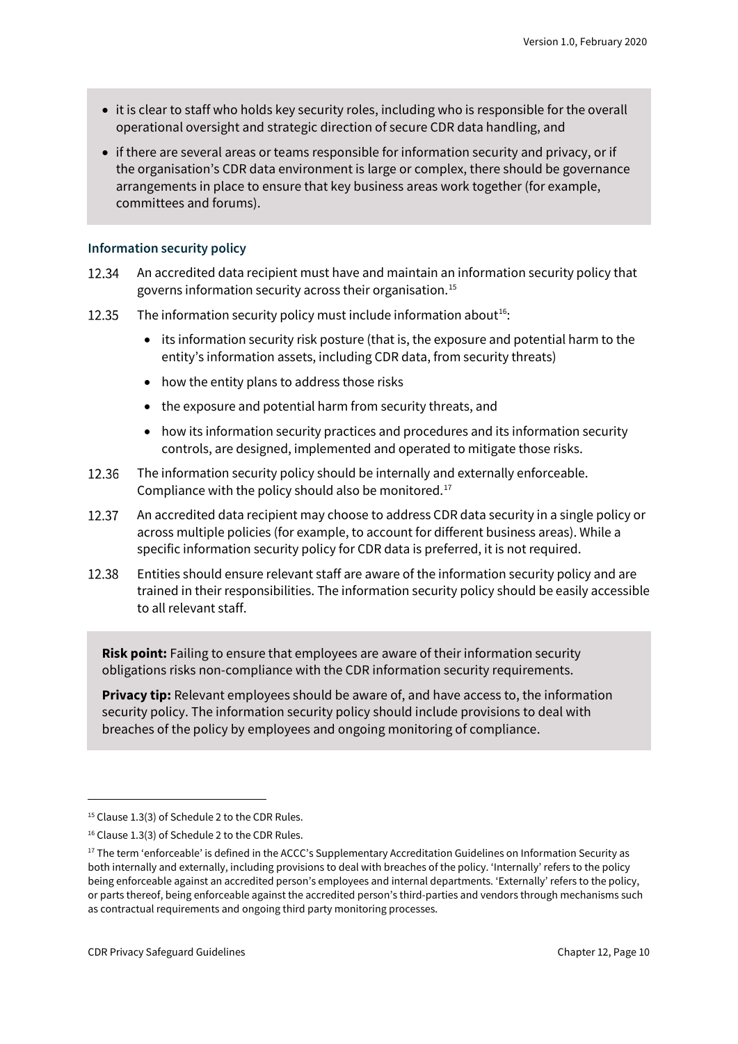- it is clear to staff who holds key security roles, including who is responsible for the overall operational oversight and strategic direction of secure CDR data handling, and
- if there are several areas or teams responsible for information security and privacy, or if the organisation's CDR data environment is large or complex, there should be governance arrangements in place to ensure that key business areas work together (for example, committees and forums).

### Information security policy

12.34 An accredited data recipient must have and maintain an information security policy that governs information security across their organisation.[15]

12.35 The information security policy must include information about[16]:

- its information security risk posture (that is, the exposure and potential harm to the entity's information assets, including CDR data, from security threats)
- how the entity plans to address those risks
- the exposure and potential harm from security threats, and
- how its information security practices and procedures and its information security controls, are designed, implemented and operated to mitigate those risks.

12.36 The information security policy should be internally and externally enforceable. Compliance with the policy should also be monitored.[17]

12.37 An accredited data recipient may choose to address CDR data security in a single policy or across multiple policies (for example, to account for different business areas). While a specific information security policy for CDR data is preferred, it is not required.

12.38 Entities should ensure relevant staff are aware of the information security policy and are trained in their responsibilities. The information security policy should be easily accessible to all relevant staff.

**Risk point:** Failing to ensure that employees are aware of their information security obligations risks non-compliance with the CDR information security requirements.

**Privacy tip:** Relevant employees should be aware of, and have access to, the information security policy. The information security policy should include provisions to deal with breaches of the policy by employees and ongoing monitoring of compliance.

---

[15] Clause 1.3(3) of Schedule 2 to the CDR Rules.

[16] Clause 1.3(3) of Schedule 2 to the CDR Rules.

[17] The term 'enforceable' is defined in the ACCC's Supplementary Accreditation Guidelines on Information Security as both internally and externally, including provisions to deal with breaches of the policy. 'Internally' refers to the policy being enforceable against an accredited person's employees and internal departments. 'Externally' refers to the policy, or parts thereof, being enforceable against the accredited person's third-parties and vendors through mechanisms such as contractual requirements and ongoing third party monitoring processes.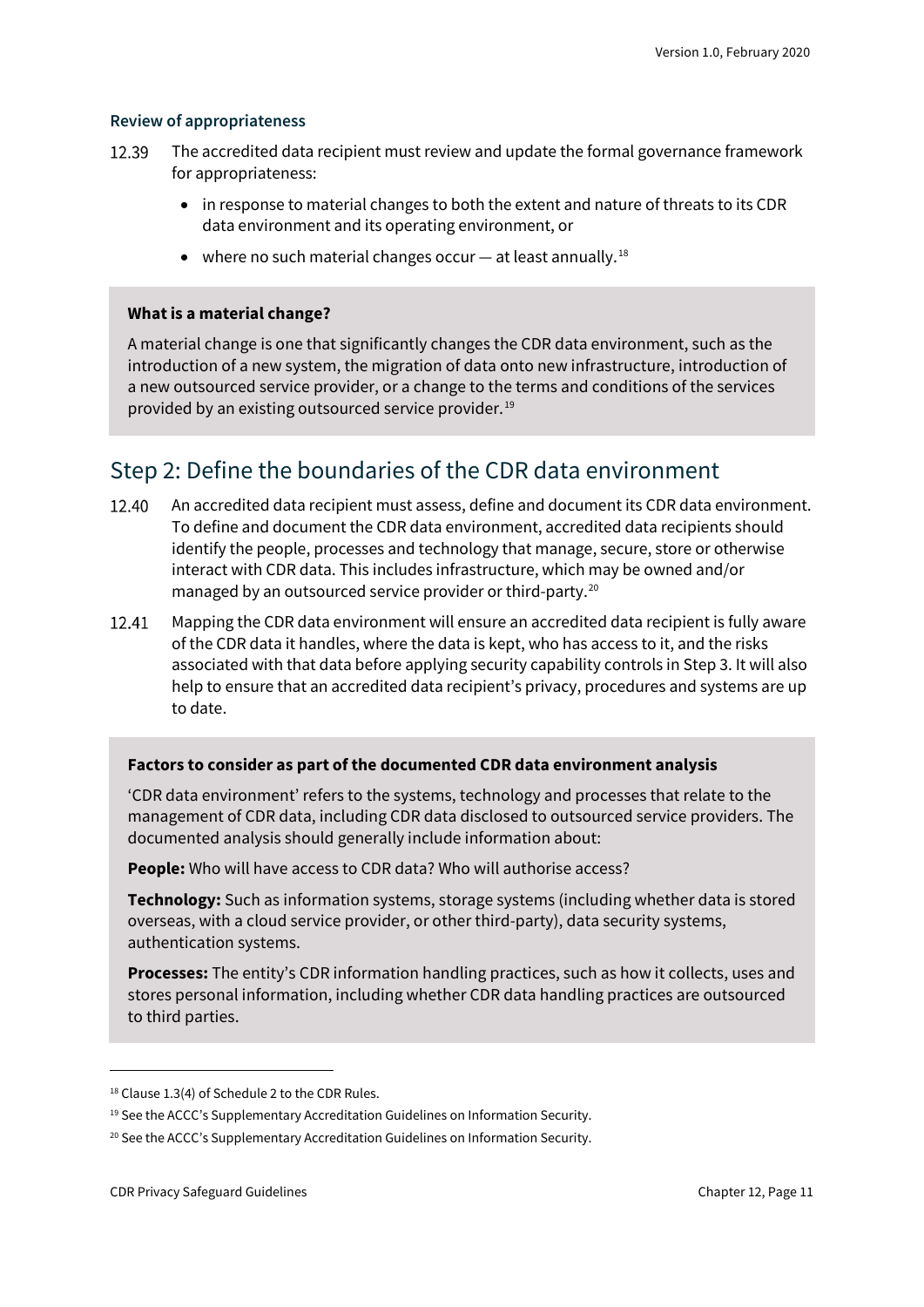### Review of appropriateness

12.39 The accredited data recipient must review and update the formal governance framework for appropriateness:

- in response to material changes to both the extent and nature of threats to its CDR data environment and its operating environment, or
- where no such material changes occur — at least annually.[18]

> **What is a material change?**
>
> A material change is one that significantly changes the CDR data environment, such as the introduction of a new system, the migration of data onto new infrastructure, introduction of a new outsourced service provider, or a change to the terms and conditions of the services provided by an existing outsourced service provider.[19]

## Step 2: Define the boundaries of the CDR data environment

12.40 An accredited data recipient must assess, define and document its CDR data environment. To define and document the CDR data environment, accredited data recipients should identify the people, processes and technology that manage, secure, store or otherwise interact with CDR data. This includes infrastructure, which may be owned and/or managed by an outsourced service provider or third-party.[20]

12.41 Mapping the CDR data environment will ensure an accredited data recipient is fully aware of the CDR data it handles, where the data is kept, who has access to it, and the risks associated with that data before applying security capability controls in Step 3. It will also help to ensure that an accredited data recipient's privacy, procedures and systems are up to date.

> **Factors to consider as part of the documented CDR data environment analysis**
>
> 'CDR data environment' refers to the systems, technology and processes that relate to the management of CDR data, including CDR data disclosed to outsourced service providers. The documented analysis should generally include information about:
>
> **People:** Who will have access to CDR data? Who will authorise access?
>
> **Technology:** Such as information systems, storage systems (including whether data is stored overseas, with a cloud service provider, or other third-party), data security systems, authentication systems.
>
> **Processes:** The entity's CDR information handling practices, such as how it collects, uses and stores personal information, including whether CDR data handling practices are outsourced to third parties.

---

[18] Clause 1.3(4) of Schedule 2 to the CDR Rules.

[19] See the ACCC's Supplementary Accreditation Guidelines on Information Security.

[20] See the ACCC's Supplementary Accreditation Guidelines on Information Security.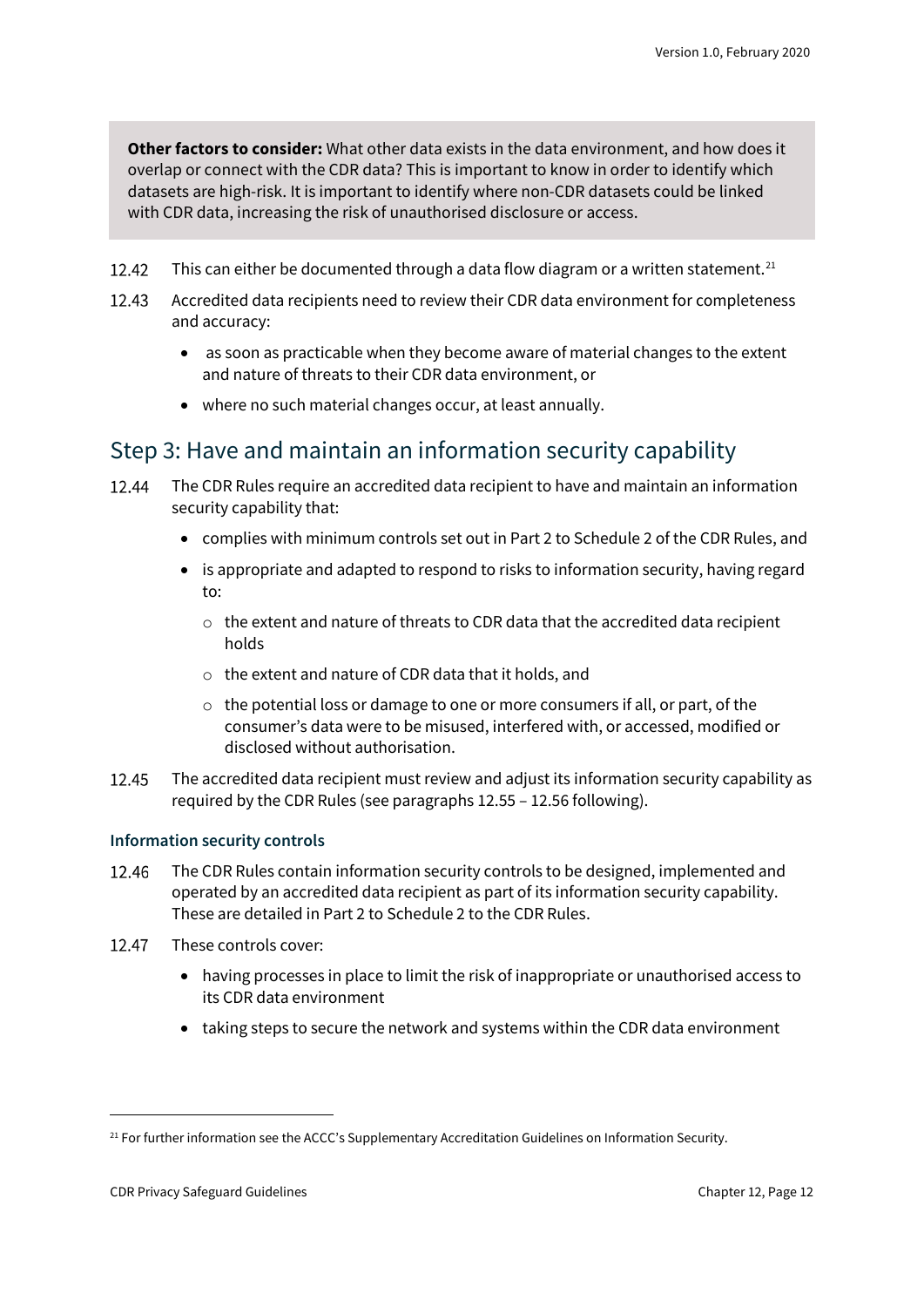**Other factors to consider:** What other data exists in the data environment, and how does it overlap or connect with the CDR data? This is important to know in order to identify which datasets are high-risk. It is important to identify where non-CDR datasets could be linked with CDR data, increasing the risk of unauthorised disclosure or access.

12.42 This can either be documented through a data flow diagram or a written statement.[21]

12.43 Accredited data recipients need to review their CDR data environment for completeness and accuracy:

- as soon as practicable when they become aware of material changes to the extent and nature of threats to their CDR data environment, or
- where no such material changes occur, at least annually.

## Step 3: Have and maintain an information security capability

12.44 The CDR Rules require an accredited data recipient to have and maintain an information security capability that:

- complies with minimum controls set out in Part 2 to Schedule 2 of the CDR Rules, and
- is appropriate and adapted to respond to risks to information security, having regard to:
  - the extent and nature of threats to CDR data that the accredited data recipient holds
  - the extent and nature of CDR data that it holds, and
  - the potential loss or damage to one or more consumers if all, or part, of the consumer's data were to be misused, interfered with, or accessed, modified or disclosed without authorisation.

12.45 The accredited data recipient must review and adjust its information security capability as required by the CDR Rules (see paragraphs 12.55 – 12.56 following).

### Information security controls

12.46 The CDR Rules contain information security controls to be designed, implemented and operated by an accredited data recipient as part of its information security capability. These are detailed in Part 2 to Schedule 2 to the CDR Rules.

12.47 These controls cover:

- having processes in place to limit the risk of inappropriate or unauthorised access to its CDR data environment
- taking steps to secure the network and systems within the CDR data environment

[21] For further information see the ACCC's Supplementary Accreditation Guidelines on Information Security.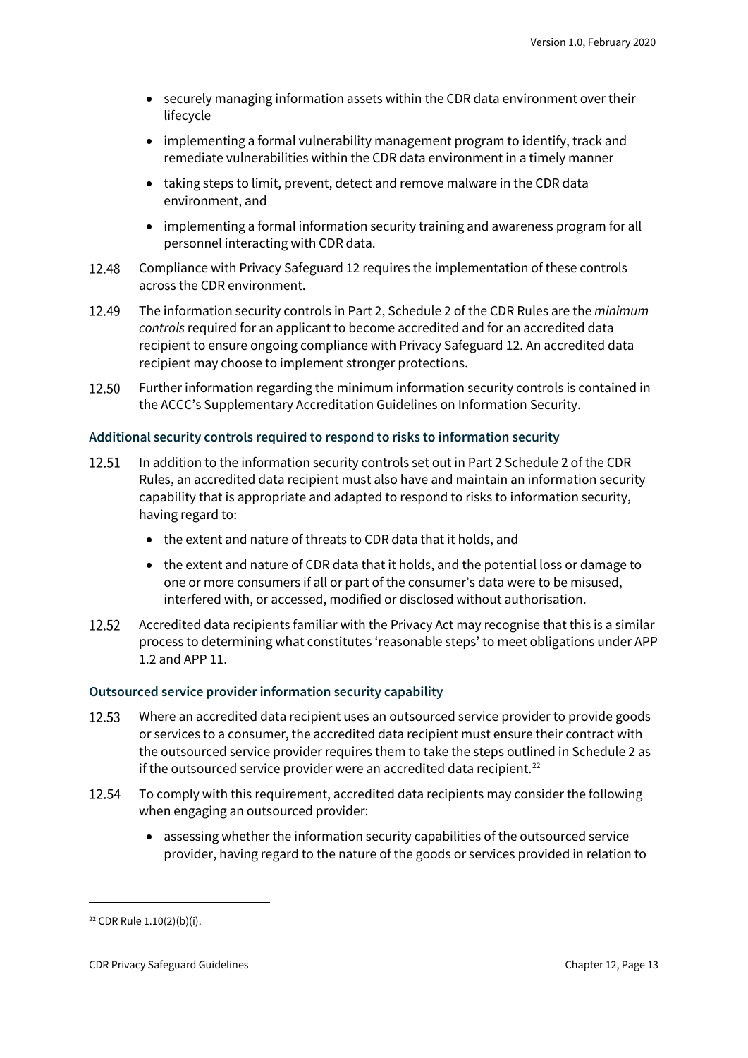- securely managing information assets within the CDR data environment over their lifecycle
- implementing a formal vulnerability management program to identify, track and remediate vulnerabilities within the CDR data environment in a timely manner
- taking steps to limit, prevent, detect and remove malware in the CDR data environment, and
- implementing a formal information security training and awareness program for all personnel interacting with CDR data.

12.48 Compliance with Privacy Safeguard 12 requires the implementation of these controls across the CDR environment.

12.49 The information security controls in Part 2, Schedule 2 of the CDR Rules are the *minimum controls* required for an applicant to become accredited and for an accredited data recipient to ensure ongoing compliance with Privacy Safeguard 12. An accredited data recipient may choose to implement stronger protections.

12.50 Further information regarding the minimum information security controls is contained in the ACCC's Supplementary Accreditation Guidelines on Information Security.

#### Additional security controls required to respond to risks to information security

12.51 In addition to the information security controls set out in Part 2 Schedule 2 of the CDR Rules, an accredited data recipient must also have and maintain an information security capability that is appropriate and adapted to respond to risks to information security, having regard to:

- the extent and nature of threats to CDR data that it holds, and
- the extent and nature of CDR data that it holds, and the potential loss or damage to one or more consumers if all or part of the consumer's data were to be misused, interfered with, or accessed, modified or disclosed without authorisation.

12.52 Accredited data recipients familiar with the Privacy Act may recognise that this is a similar process to determining what constitutes 'reasonable steps' to meet obligations under APP 1.2 and APP 11.

#### Outsourced service provider information security capability

12.53 Where an accredited data recipient uses an outsourced service provider to provide goods or services to a consumer, the accredited data recipient must ensure their contract with the outsourced service provider requires them to take the steps outlined in Schedule 2 as if the outsourced service provider were an accredited data recipient.[22]

12.54 To comply with this requirement, accredited data recipients may consider the following when engaging an outsourced provider:

- assessing whether the information security capabilities of the outsourced service provider, having regard to the nature of the goods or services provided in relation to

[22] CDR Rule 1.10(2)(b)(i).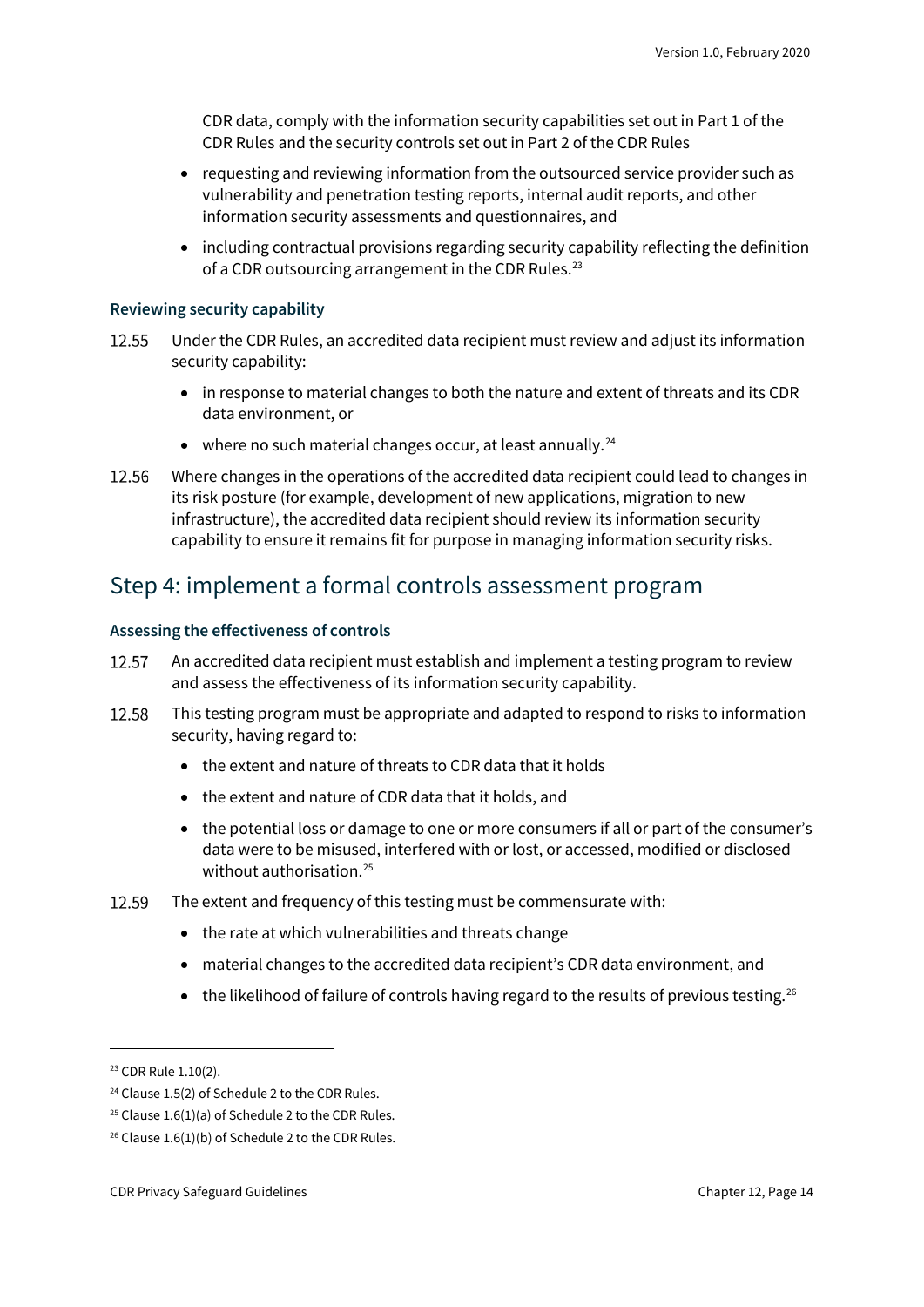CDR data, comply with the information security capabilities set out in Part 1 of the CDR Rules and the security controls set out in Part 2 of the CDR Rules

- requesting and reviewing information from the outsourced service provider such as vulnerability and penetration testing reports, internal audit reports, and other information security assessments and questionnaires, and
- including contractual provisions regarding security capability reflecting the definition of a CDR outsourcing arrangement in the CDR Rules.[23]

### Reviewing security capability

12.55 Under the CDR Rules, an accredited data recipient must review and adjust its information security capability:

- in response to material changes to both the nature and extent of threats and its CDR data environment, or
- where no such material changes occur, at least annually.[24]

12.56 Where changes in the operations of the accredited data recipient could lead to changes in its risk posture (for example, development of new applications, migration to new infrastructure), the accredited data recipient should review its information security capability to ensure it remains fit for purpose in managing information security risks.

## Step 4: implement a formal controls assessment program

### Assessing the effectiveness of controls

12.57 An accredited data recipient must establish and implement a testing program to review and assess the effectiveness of its information security capability.

12.58 This testing program must be appropriate and adapted to respond to risks to information security, having regard to:

- the extent and nature of threats to CDR data that it holds
- the extent and nature of CDR data that it holds, and
- the potential loss or damage to one or more consumers if all or part of the consumer's data were to be misused, interfered with or lost, or accessed, modified or disclosed without authorisation.[25]

12.59 The extent and frequency of this testing must be commensurate with:

- the rate at which vulnerabilities and threats change
- material changes to the accredited data recipient's CDR data environment, and
- the likelihood of failure of controls having regard to the results of previous testing.[26]

---

[23] CDR Rule 1.10(2).

[24] Clause 1.5(2) of Schedule 2 to the CDR Rules.

[25] Clause 1.6(1)(a) of Schedule 2 to the CDR Rules.

[26] Clause 1.6(1)(b) of Schedule 2 to the CDR Rules.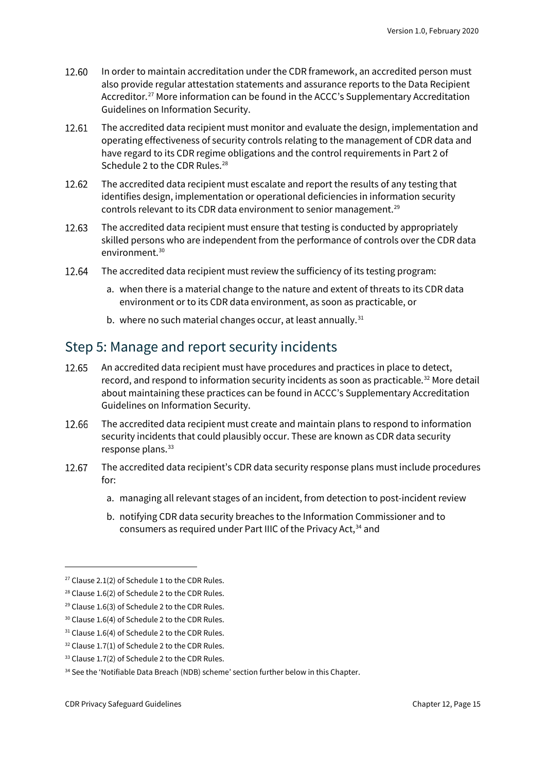12.60 In order to maintain accreditation under the CDR framework, an accredited person must also provide regular attestation statements and assurance reports to the Data Recipient Accreditor.[27] More information can be found in the ACCC's Supplementary Accreditation Guidelines on Information Security.

12.61 The accredited data recipient must monitor and evaluate the design, implementation and operating effectiveness of security controls relating to the management of CDR data and have regard to its CDR regime obligations and the control requirements in Part 2 of Schedule 2 to the CDR Rules.[28]

12.62 The accredited data recipient must escalate and report the results of any testing that identifies design, implementation or operational deficiencies in information security controls relevant to its CDR data environment to senior management.[29]

12.63 The accredited data recipient must ensure that testing is conducted by appropriately skilled persons who are independent from the performance of controls over the CDR data environment.[30]

12.64 The accredited data recipient must review the sufficiency of its testing program:

a. when there is a material change to the nature and extent of threats to its CDR data environment or to its CDR data environment, as soon as practicable, or

b. where no such material changes occur, at least annually.[31]

## Step 5: Manage and report security incidents

12.65 An accredited data recipient must have procedures and practices in place to detect, record, and respond to information security incidents as soon as practicable.[32] More detail about maintaining these practices can be found in ACCC's Supplementary Accreditation Guidelines on Information Security.

12.66 The accredited data recipient must create and maintain plans to respond to information security incidents that could plausibly occur. These are known as CDR data security response plans.[33]

12.67 The accredited data recipient's CDR data security response plans must include procedures for:

a. managing all relevant stages of an incident, from detection to post-incident review

b. notifying CDR data security breaches to the Information Commissioner and to consumers as required under Part IIIC of the Privacy Act,[34] and

---

[27] Clause 2.1(2) of Schedule 1 to the CDR Rules.

[28] Clause 1.6(2) of Schedule 2 to the CDR Rules.

[29] Clause 1.6(3) of Schedule 2 to the CDR Rules.

[30] Clause 1.6(4) of Schedule 2 to the CDR Rules.

[31] Clause 1.6(4) of Schedule 2 to the CDR Rules.

[32] Clause 1.7(1) of Schedule 2 to the CDR Rules.

[33] Clause 1.7(2) of Schedule 2 to the CDR Rules.

[34] See the 'Notifiable Data Breach (NDB) scheme' section further below in this Chapter.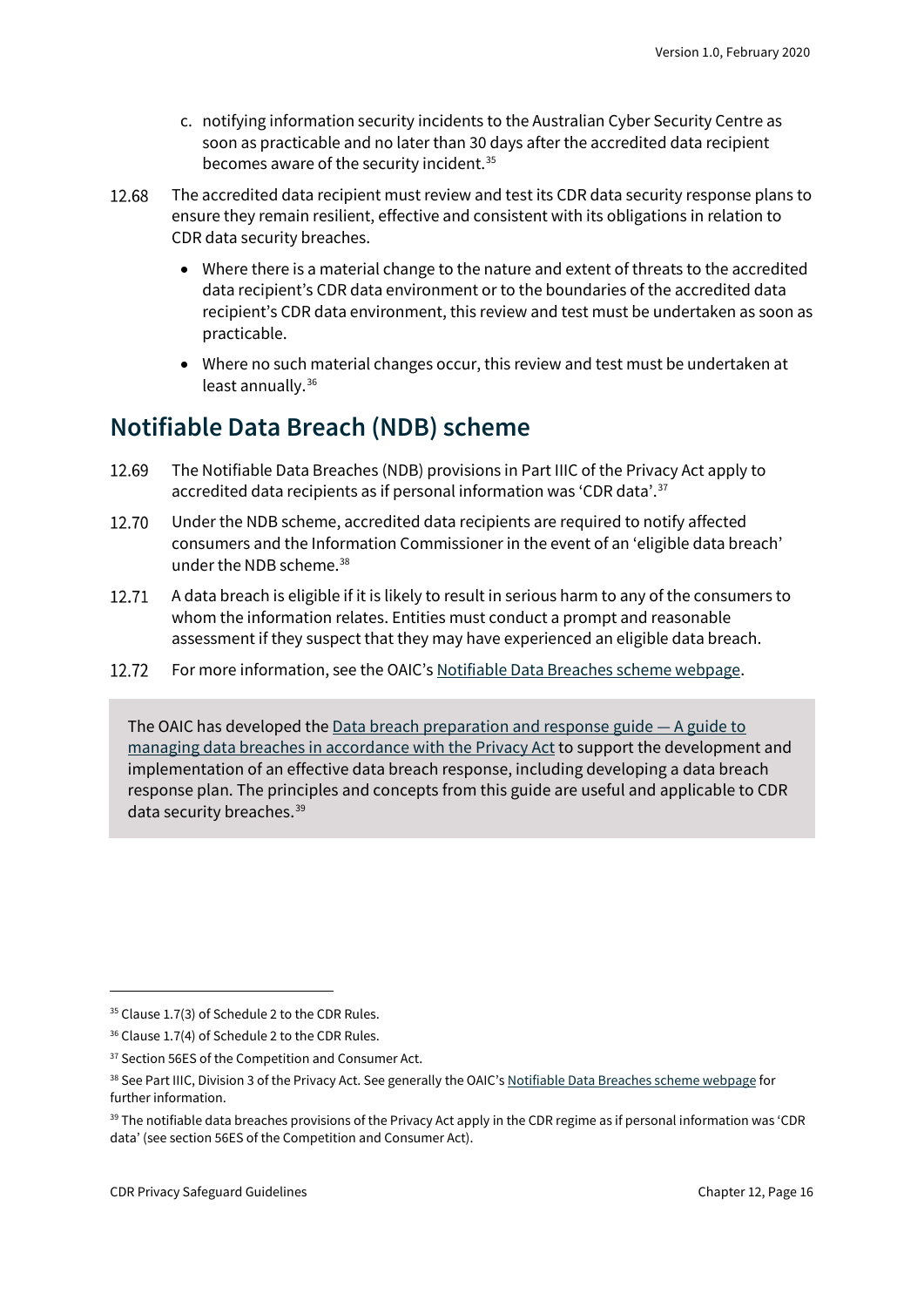c. notifying information security incidents to the Australian Cyber Security Centre as soon as practicable and no later than 30 days after the accredited data recipient becomes aware of the security incident.[35]

12.68 The accredited data recipient must review and test its CDR data security response plans to ensure they remain resilient, effective and consistent with its obligations in relation to CDR data security breaches.

- Where there is a material change to the nature and extent of threats to the accredited data recipient's CDR data environment or to the boundaries of the accredited data recipient's CDR data environment, this review and test must be undertaken as soon as practicable.
- Where no such material changes occur, this review and test must be undertaken at least annually.[36]

## Notifiable Data Breach (NDB) scheme

12.69 The Notifiable Data Breaches (NDB) provisions in Part IIIC of the Privacy Act apply to accredited data recipients as if personal information was 'CDR data'.[37]

12.70 Under the NDB scheme, accredited data recipients are required to notify affected consumers and the Information Commissioner in the event of an 'eligible data breach' under the NDB scheme.[38]

12.71 A data breach is eligible if it is likely to result in serious harm to any of the consumers to whom the information relates. Entities must conduct a prompt and reasonable assessment if they suspect that they may have experienced an eligible data breach.

12.72 For more information, see the OAIC's Notifiable Data Breaches scheme webpage.

> The OAIC has developed the Data breach preparation and response guide — A guide to managing data breaches in accordance with the Privacy Act to support the development and implementation of an effective data breach response, including developing a data breach response plan. The principles and concepts from this guide are useful and applicable to CDR data security breaches.[39]

---

[35] Clause 1.7(3) of Schedule 2 to the CDR Rules.

[36] Clause 1.7(4) of Schedule 2 to the CDR Rules.

[37] Section 56ES of the Competition and Consumer Act.

[38] See Part IIIC, Division 3 of the Privacy Act. See generally the OAIC's Notifiable Data Breaches scheme webpage for further information.

[39] The notifiable data breaches provisions of the Privacy Act apply in the CDR regime as if personal information was 'CDR data' (see section 56ES of the Competition and Consumer Act).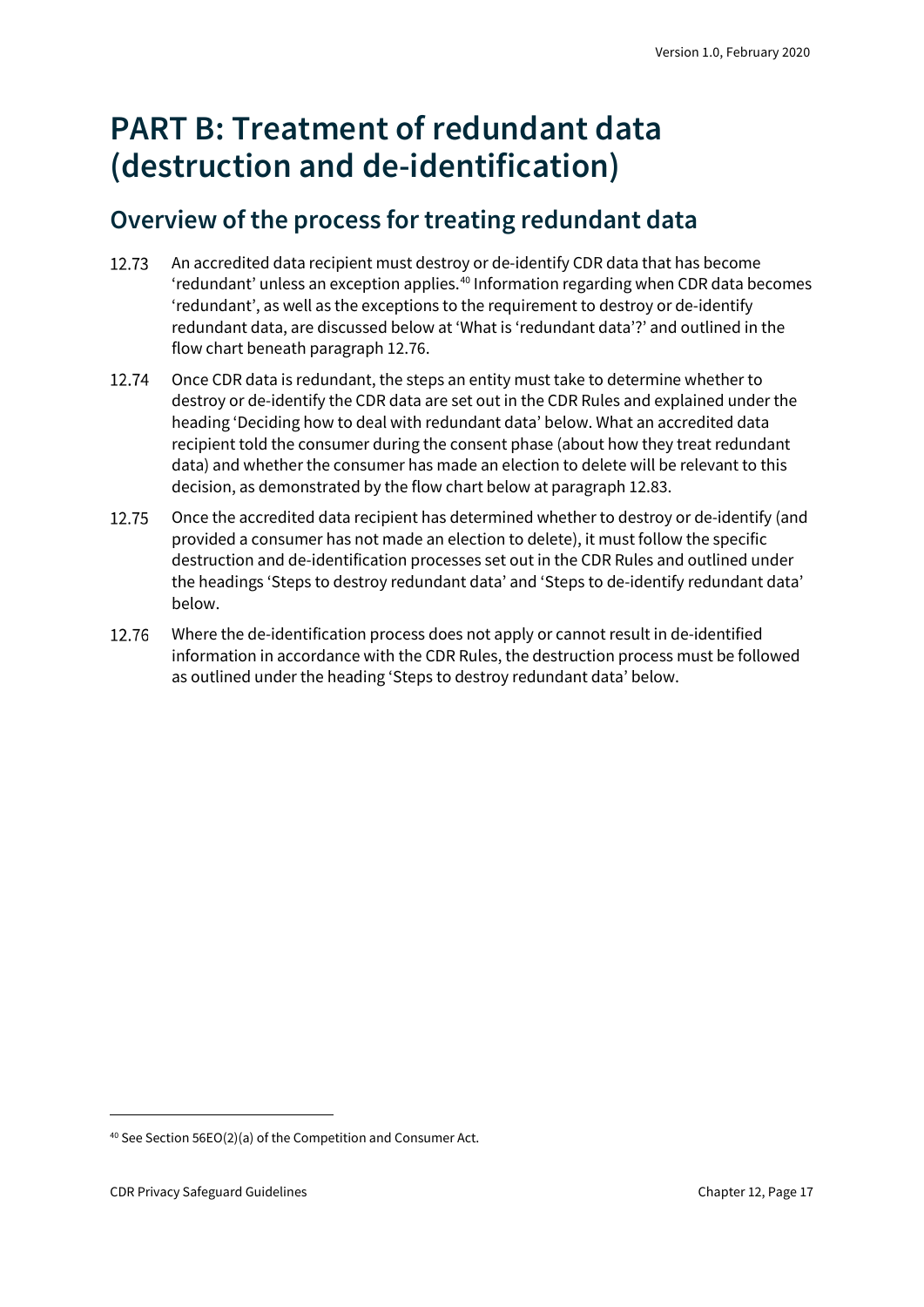# PART B: Treatment of redundant data (destruction and de-identification)

## Overview of the process for treating redundant data

12.73 An accredited data recipient must destroy or de-identify CDR data that has become 'redundant' unless an exception applies.[40] Information regarding when CDR data becomes 'redundant', as well as the exceptions to the requirement to destroy or de-identify redundant data, are discussed below at 'What is 'redundant data'?' and outlined in the flow chart beneath paragraph 12.76.

12.74 Once CDR data is redundant, the steps an entity must take to determine whether to destroy or de-identify the CDR data are set out in the CDR Rules and explained under the heading 'Deciding how to deal with redundant data' below. What an accredited data recipient told the consumer during the consent phase (about how they treat redundant data) and whether the consumer has made an election to delete will be relevant to this decision, as demonstrated by the flow chart below at paragraph 12.83.

12.75 Once the accredited data recipient has determined whether to destroy or de-identify (and provided a consumer has not made an election to delete), it must follow the specific destruction and de-identification processes set out in the CDR Rules and outlined under the headings 'Steps to destroy redundant data' and 'Steps to de-identify redundant data' below.

12.76 Where the de-identification process does not apply or cannot result in de-identified information in accordance with the CDR Rules, the destruction process must be followed as outlined under the heading 'Steps to destroy redundant data' below.

---

[40] See Section 56EO(2)(a) of the Competition and Consumer Act.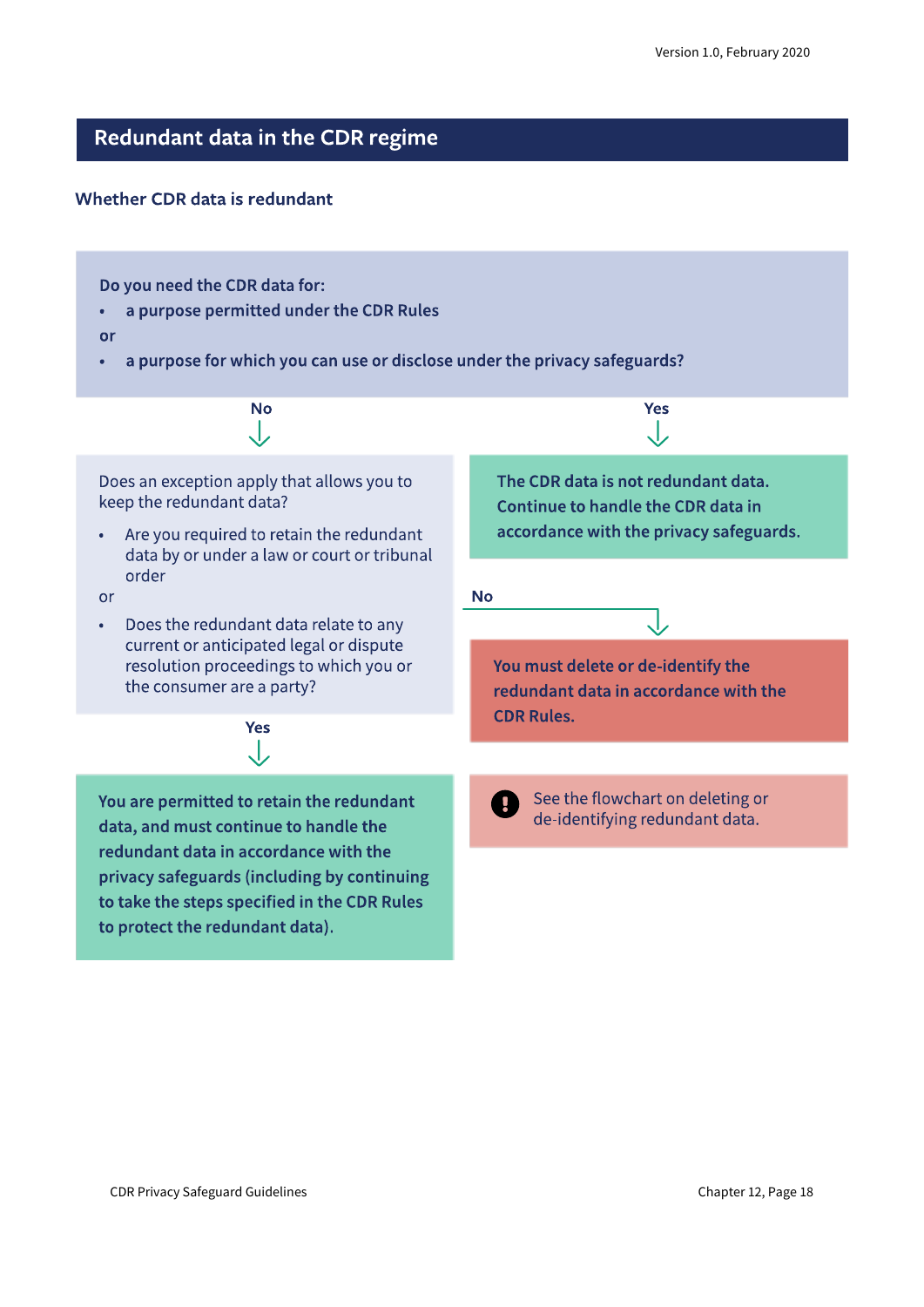## Redundant data in the CDR regime

### Whether CDR data is redundant

**Do you need the CDR data for:**

- **a purpose permitted under the CDR Rules**

**or**

- **a purpose for which you can use or disclose under the privacy safeguards?**

**Yes** → **The CDR data is not redundant data. Continue to handle the CDR data in accordance with the privacy safeguards.**

**No** → Does an exception apply that allows you to keep the redundant data?

- Are you required to retain the redundant data by or under a law or court or tribunal order

or

- Does the redundant data relate to any current or anticipated legal or dispute resolution proceedings to which you or the consumer are a party?

**Yes** → **You are permitted to retain the redundant data, and must continue to handle the redundant data in accordance with the privacy safeguards (including by continuing to take the steps specified in the CDR Rules to protect the redundant data).**

**No** → **You must delete or de-identify the redundant data in accordance with the CDR Rules.**

See the flowchart on deleting or de-identifying redundant data.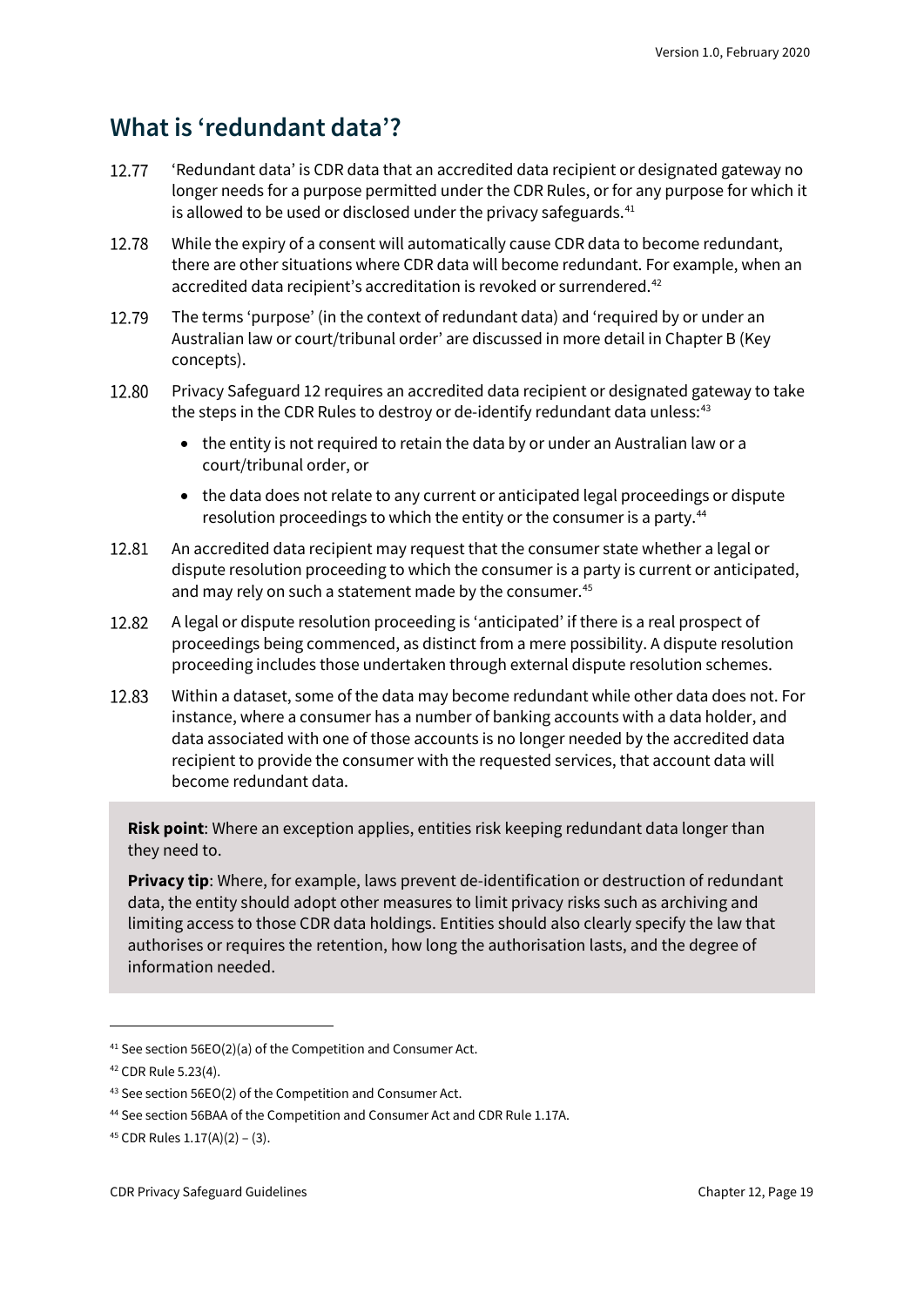## What is 'redundant data'?

12.77 'Redundant data' is CDR data that an accredited data recipient or designated gateway no longer needs for a purpose permitted under the CDR Rules, or for any purpose for which it is allowed to be used or disclosed under the privacy safeguards.[41]

12.78 While the expiry of a consent will automatically cause CDR data to become redundant, there are other situations where CDR data will become redundant. For example, when an accredited data recipient's accreditation is revoked or surrendered.[42]

12.79 The terms 'purpose' (in the context of redundant data) and 'required by or under an Australian law or court/tribunal order' are discussed in more detail in Chapter B (Key concepts).

12.80 Privacy Safeguard 12 requires an accredited data recipient or designated gateway to take the steps in the CDR Rules to destroy or de-identify redundant data unless:[43]

- the entity is not required to retain the data by or under an Australian law or a court/tribunal order, or
- the data does not relate to any current or anticipated legal proceedings or dispute resolution proceedings to which the entity or the consumer is a party.[44]

12.81 An accredited data recipient may request that the consumer state whether a legal or dispute resolution proceeding to which the consumer is a party is current or anticipated, and may rely on such a statement made by the consumer.[45]

12.82 A legal or dispute resolution proceeding is 'anticipated' if there is a real prospect of proceedings being commenced, as distinct from a mere possibility. A dispute resolution proceeding includes those undertaken through external dispute resolution schemes.

12.83 Within a dataset, some of the data may become redundant while other data does not. For instance, where a consumer has a number of banking accounts with a data holder, and data associated with one of those accounts is no longer needed by the accredited data recipient to provide the consumer with the requested services, that account data will become redundant data.

**Risk point**: Where an exception applies, entities risk keeping redundant data longer than they need to.

**Privacy tip**: Where, for example, laws prevent de-identification or destruction of redundant data, the entity should adopt other measures to limit privacy risks such as archiving and limiting access to those CDR data holdings. Entities should also clearly specify the law that authorises or requires the retention, how long the authorisation lasts, and the degree of information needed.

---

[41] See section 56EO(2)(a) of the Competition and Consumer Act.

[42] CDR Rule 5.23(4).

[43] See section 56EO(2) of the Competition and Consumer Act.

[44] See section 56BAA of the Competition and Consumer Act and CDR Rule 1.17A.

[45] CDR Rules 1.17(A)(2) – (3).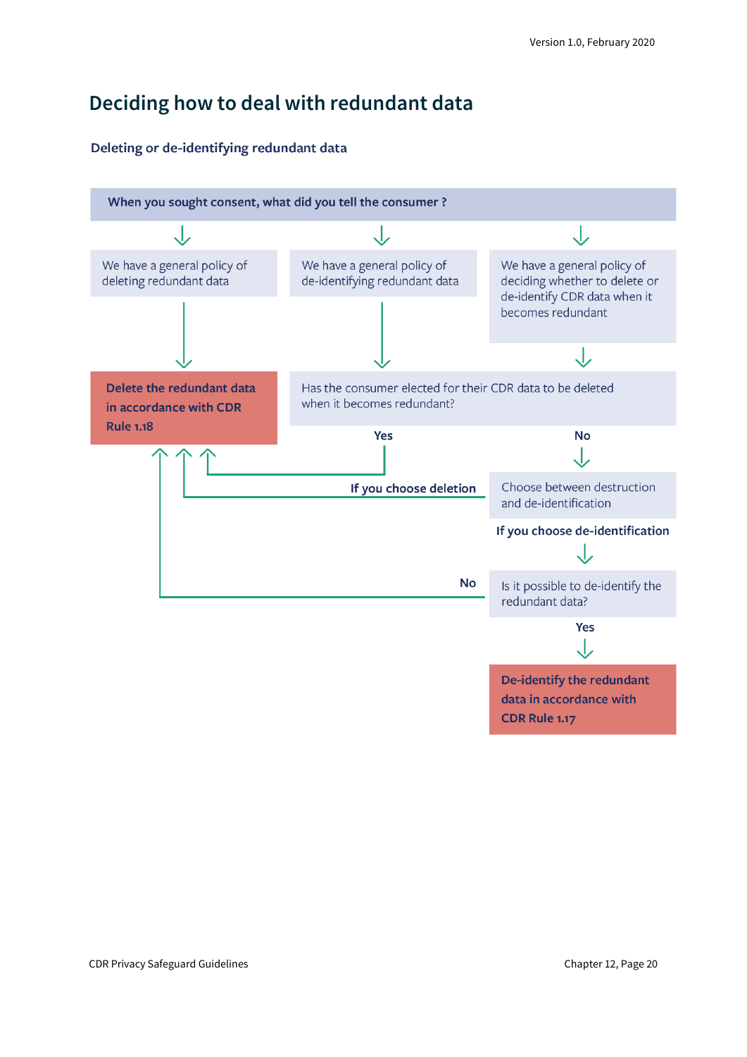# Deciding how to deal with redundant data

### Deleting or de-identifying redundant data

**When you sought consent, what did you tell the consumer ?**

We have a general policy of deleting redundant data

We have a general policy of de-identifying redundant data

We have a general policy of deciding whether to delete or de-identify CDR data when it becomes redundant

**Delete the redundant data in accordance with CDR Rule 1.18**

Has the consumer elected for their CDR data to be deleted when it becomes redundant?

**Yes**

**No**

Choose between destruction and de-identification

**If you choose deletion**

**If you choose de-identification**

**No**

Is it possible to de-identify the redundant data?

**Yes**

**De-identify the redundant data in accordance with CDR Rule 1.17**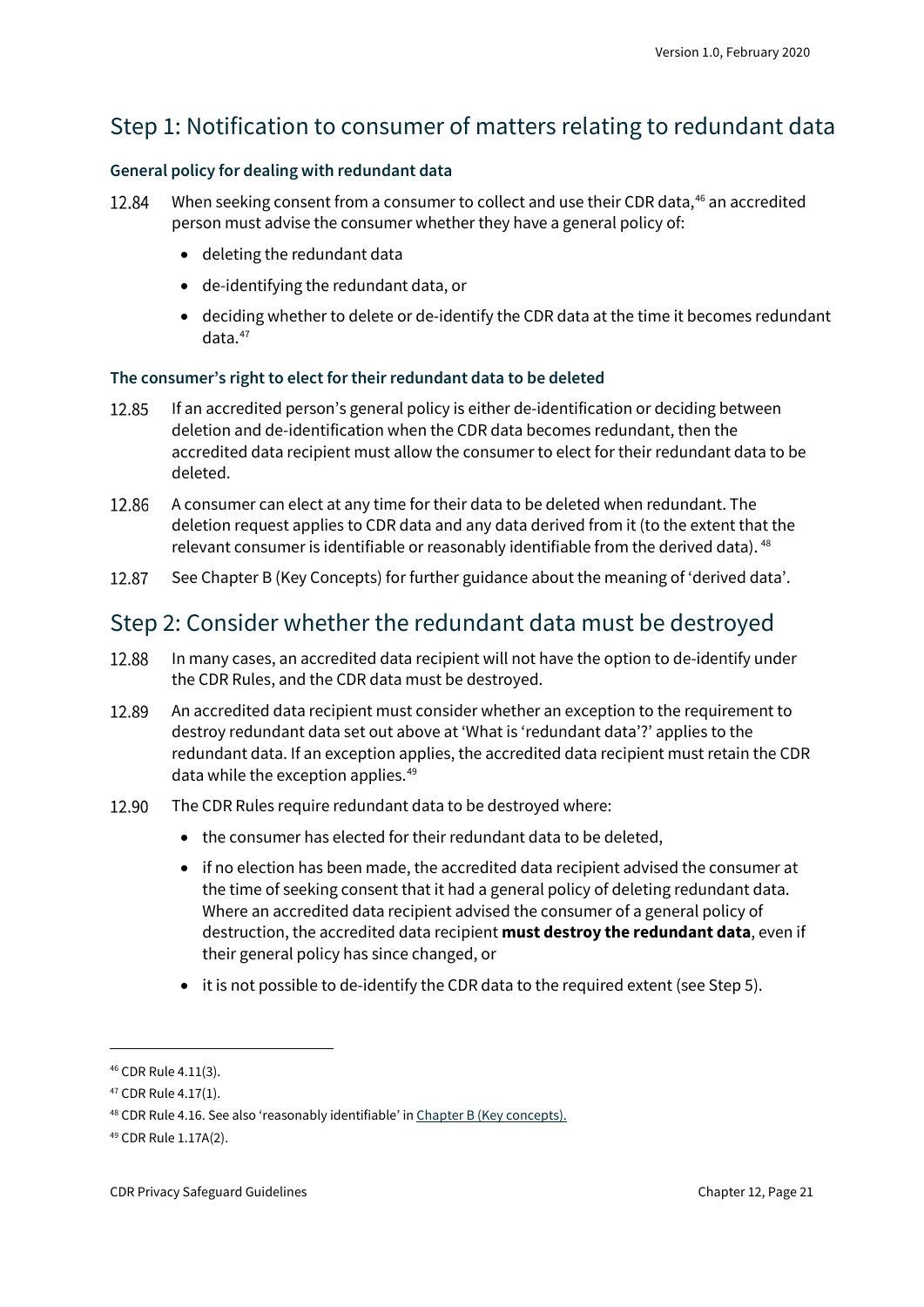## Step 1: Notification to consumer of matters relating to redundant data

### General policy for dealing with redundant data

12.84 When seeking consent from a consumer to collect and use their CDR data,[46] an accredited person must advise the consumer whether they have a general policy of:

- deleting the redundant data
- de-identifying the redundant data, or
- deciding whether to delete or de-identify the CDR data at the time it becomes redundant data.[47]

### The consumer's right to elect for their redundant data to be deleted

12.85 If an accredited person's general policy is either de-identification or deciding between deletion and de-identification when the CDR data becomes redundant, then the accredited data recipient must allow the consumer to elect for their redundant data to be deleted.

12.86 A consumer can elect at any time for their data to be deleted when redundant. The deletion request applies to CDR data and any data derived from it (to the extent that the relevant consumer is identifiable or reasonably identifiable from the derived data). [48]

12.87 See Chapter B (Key Concepts) for further guidance about the meaning of 'derived data'.

## Step 2: Consider whether the redundant data must be destroyed

12.88 In many cases, an accredited data recipient will not have the option to de-identify under the CDR Rules, and the CDR data must be destroyed.

12.89 An accredited data recipient must consider whether an exception to the requirement to destroy redundant data set out above at 'What is 'redundant data'?' applies to the redundant data. If an exception applies, the accredited data recipient must retain the CDR data while the exception applies.[49]

12.90 The CDR Rules require redundant data to be destroyed where:

- the consumer has elected for their redundant data to be deleted,
- if no election has been made, the accredited data recipient advised the consumer at the time of seeking consent that it had a general policy of deleting redundant data. Where an accredited data recipient advised the consumer of a general policy of destruction, the accredited data recipient **must destroy the redundant data**, even if their general policy has since changed, or
- it is not possible to de-identify the CDR data to the required extent (see Step 5).

---

[46] CDR Rule 4.11(3).

[47] CDR Rule 4.17(1).

[48] CDR Rule 4.16. See also 'reasonably identifiable' in Chapter B (Key concepts).

[49] CDR Rule 1.17A(2).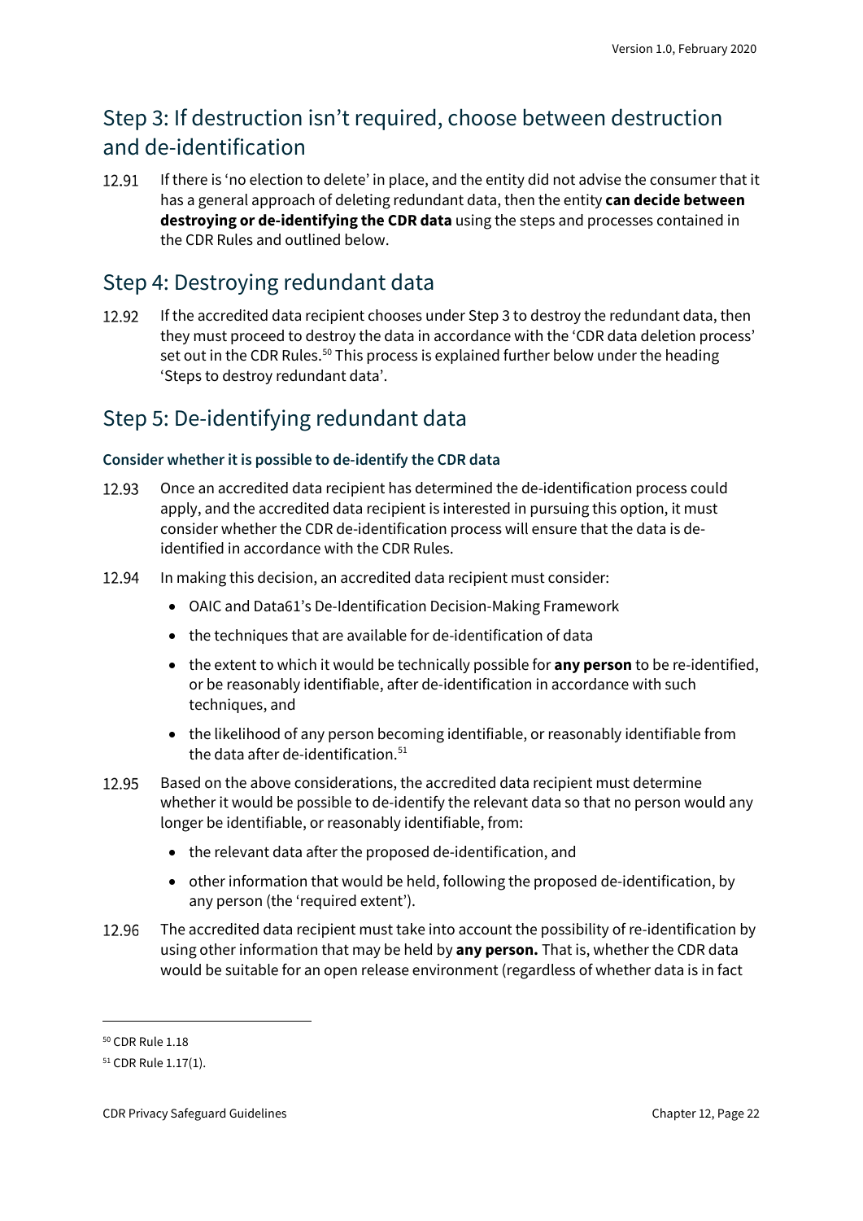## Step 3: If destruction isn't required, choose between destruction and de-identification

12.91 If there is 'no election to delete' in place, and the entity did not advise the consumer that it has a general approach of deleting redundant data, then the entity **can decide between destroying or de-identifying the CDR data** using the steps and processes contained in the CDR Rules and outlined below.

## Step 4: Destroying redundant data

12.92 If the accredited data recipient chooses under Step 3 to destroy the redundant data, then they must proceed to destroy the data in accordance with the 'CDR data deletion process' set out in the CDR Rules.[50] This process is explained further below under the heading 'Steps to destroy redundant data'.

## Step 5: De-identifying redundant data

### Consider whether it is possible to de-identify the CDR data

12.93 Once an accredited data recipient has determined the de-identification process could apply, and the accredited data recipient is interested in pursuing this option, it must consider whether the CDR de-identification process will ensure that the data is de-identified in accordance with the CDR Rules.

12.94 In making this decision, an accredited data recipient must consider:

- OAIC and Data61's De-Identification Decision-Making Framework
- the techniques that are available for de-identification of data
- the extent to which it would be technically possible for **any person** to be re-identified, or be reasonably identifiable, after de-identification in accordance with such techniques, and
- the likelihood of any person becoming identifiable, or reasonably identifiable from the data after de-identification.[51]

12.95 Based on the above considerations, the accredited data recipient must determine whether it would be possible to de-identify the relevant data so that no person would any longer be identifiable, or reasonably identifiable, from:

- the relevant data after the proposed de-identification, and
- other information that would be held, following the proposed de-identification, by any person (the 'required extent').

12.96 The accredited data recipient must take into account the possibility of re-identification by using other information that may be held by **any person.** That is, whether the CDR data would be suitable for an open release environment (regardless of whether data is in fact

---

[50] CDR Rule 1.18

[51] CDR Rule 1.17(1).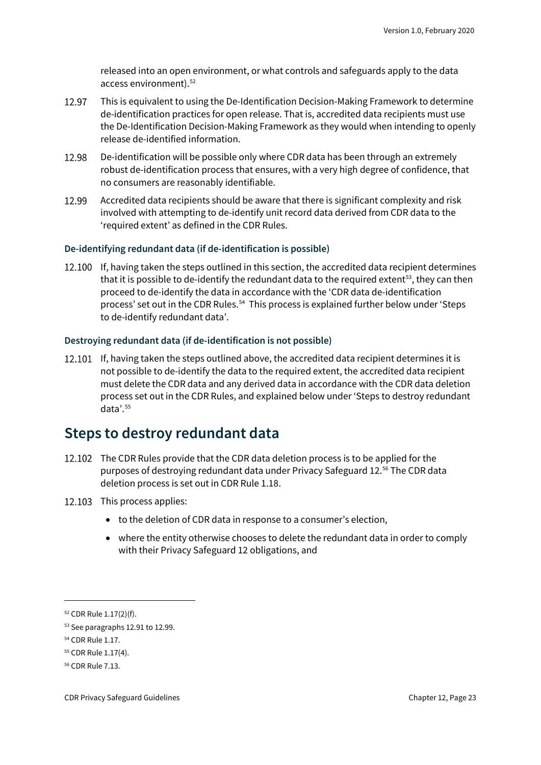released into an open environment, or what controls and safeguards apply to the data access environment).[52]

12.97 This is equivalent to using the De-Identification Decision-Making Framework to determine de-identification practices for open release. That is, accredited data recipients must use the De-Identification Decision-Making Framework as they would when intending to openly release de-identified information.

12.98 De-identification will be possible only where CDR data has been through an extremely robust de-identification process that ensures, with a very high degree of confidence, that no consumers are reasonably identifiable.

12.99 Accredited data recipients should be aware that there is significant complexity and risk involved with attempting to de-identify unit record data derived from CDR data to the 'required extent' as defined in the CDR Rules.

### De-identifying redundant data (if de-identification is possible)

12.100 If, having taken the steps outlined in this section, the accredited data recipient determines that it is possible to de-identify the redundant data to the required extent[53], they can then proceed to de-identify the data in accordance with the 'CDR data de-identification process' set out in the CDR Rules.[54] This process is explained further below under 'Steps to de-identify redundant data'.

### Destroying redundant data (if de-identification is not possible)

12.101 If, having taken the steps outlined above, the accredited data recipient determines it is not possible to de-identify the data to the required extent, the accredited data recipient must delete the CDR data and any derived data in accordance with the CDR data deletion process set out in the CDR Rules, and explained below under 'Steps to destroy redundant data'.[55]

## Steps to destroy redundant data

12.102 The CDR Rules provide that the CDR data deletion process is to be applied for the purposes of destroying redundant data under Privacy Safeguard 12.[56] The CDR data deletion process is set out in CDR Rule 1.18.

12.103 This process applies:

- to the deletion of CDR data in response to a consumer's election,
- where the entity otherwise chooses to delete the redundant data in order to comply with their Privacy Safeguard 12 obligations, and

---

[52] CDR Rule 1.17(2)(f).

[53] See paragraphs 12.91 to 12.99.

[54] CDR Rule 1.17.

[55] CDR Rule 1.17(4).

[56] CDR Rule 7.13.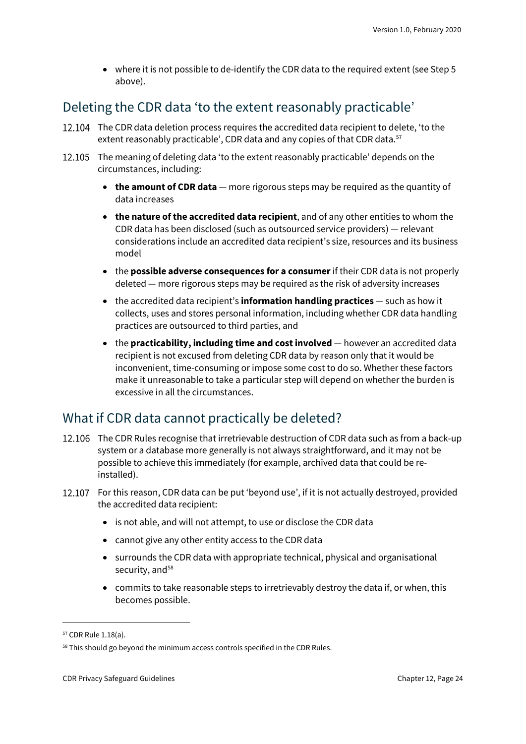- where it is not possible to de-identify the CDR data to the required extent (see Step 5 above).

## Deleting the CDR data 'to the extent reasonably practicable'

12.104 The CDR data deletion process requires the accredited data recipient to delete, 'to the extent reasonably practicable', CDR data and any copies of that CDR data.[57]

12.105 The meaning of deleting data 'to the extent reasonably practicable' depends on the circumstances, including:

- **the amount of CDR data** — more rigorous steps may be required as the quantity of data increases
- **the nature of the accredited data recipient**, and of any other entities to whom the CDR data has been disclosed (such as outsourced service providers) — relevant considerations include an accredited data recipient's size, resources and its business model
- the **possible adverse consequences for a consumer** if their CDR data is not properly deleted — more rigorous steps may be required as the risk of adversity increases
- the accredited data recipient's **information handling practices** — such as how it collects, uses and stores personal information, including whether CDR data handling practices are outsourced to third parties, and
- the **practicability, including time and cost involved** — however an accredited data recipient is not excused from deleting CDR data by reason only that it would be inconvenient, time-consuming or impose some cost to do so. Whether these factors make it unreasonable to take a particular step will depend on whether the burden is excessive in all the circumstances.

## What if CDR data cannot practically be deleted?

12.106 The CDR Rules recognise that irretrievable destruction of CDR data such as from a back-up system or a database more generally is not always straightforward, and it may not be possible to achieve this immediately (for example, archived data that could be re-installed).

12.107 For this reason, CDR data can be put 'beyond use', if it is not actually destroyed, provided the accredited data recipient:

- is not able, and will not attempt, to use or disclose the CDR data
- cannot give any other entity access to the CDR data
- surrounds the CDR data with appropriate technical, physical and organisational security, and[58]
- commits to take reasonable steps to irretrievably destroy the data if, or when, this becomes possible.

---

[57] CDR Rule 1.18(a).

[58] This should go beyond the minimum access controls specified in the CDR Rules.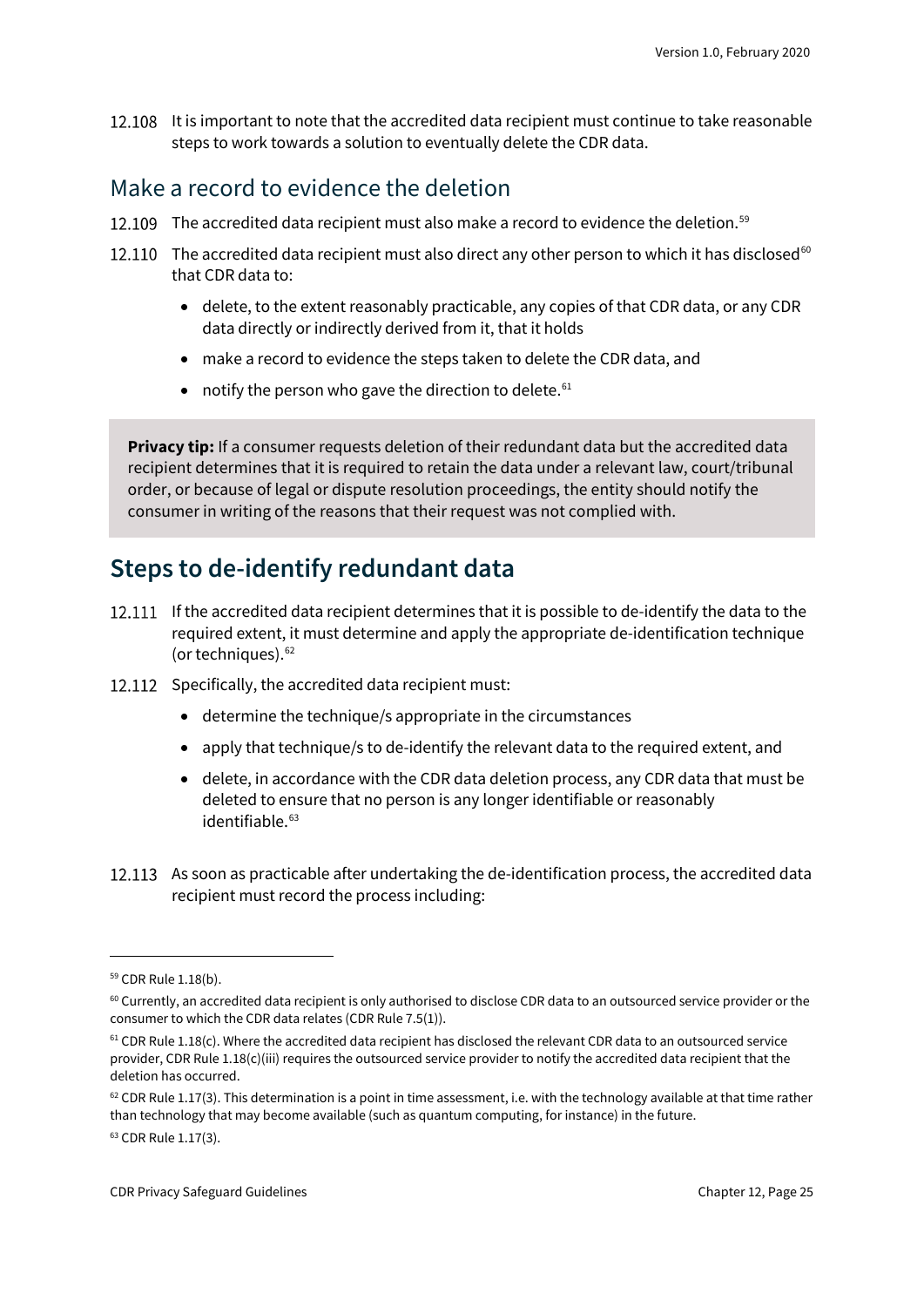12.108 It is important to note that the accredited data recipient must continue to take reasonable steps to work towards a solution to eventually delete the CDR data.

## Make a record to evidence the deletion

12.109 The accredited data recipient must also make a record to evidence the deletion.[59]

12.110 The accredited data recipient must also direct any other person to which it has disclosed[60] that CDR data to:

- delete, to the extent reasonably practicable, any copies of that CDR data, or any CDR data directly or indirectly derived from it, that it holds
- make a record to evidence the steps taken to delete the CDR data, and
- notify the person who gave the direction to delete.[61]

> **Privacy tip:** If a consumer requests deletion of their redundant data but the accredited data recipient determines that it is required to retain the data under a relevant law, court/tribunal order, or because of legal or dispute resolution proceedings, the entity should notify the consumer in writing of the reasons that their request was not complied with.

# Steps to de-identify redundant data

12.111 If the accredited data recipient determines that it is possible to de-identify the data to the required extent, it must determine and apply the appropriate de-identification technique (or techniques).[62]

12.112 Specifically, the accredited data recipient must:

- determine the technique/s appropriate in the circumstances
- apply that technique/s to de-identify the relevant data to the required extent, and
- delete, in accordance with the CDR data deletion process, any CDR data that must be deleted to ensure that no person is any longer identifiable or reasonably identifiable.[63]

12.113 As soon as practicable after undertaking the de-identification process, the accredited data recipient must record the process including:

---

[59] CDR Rule 1.18(b).

[60] Currently, an accredited data recipient is only authorised to disclose CDR data to an outsourced service provider or the consumer to which the CDR data relates (CDR Rule 7.5(1)).

[61] CDR Rule 1.18(c). Where the accredited data recipient has disclosed the relevant CDR data to an outsourced service provider, CDR Rule 1.18(c)(iii) requires the outsourced service provider to notify the accredited data recipient that the deletion has occurred.

[62] CDR Rule 1.17(3). This determination is a point in time assessment, i.e. with the technology available at that time rather than technology that may become available (such as quantum computing, for instance) in the future.

[63] CDR Rule 1.17(3).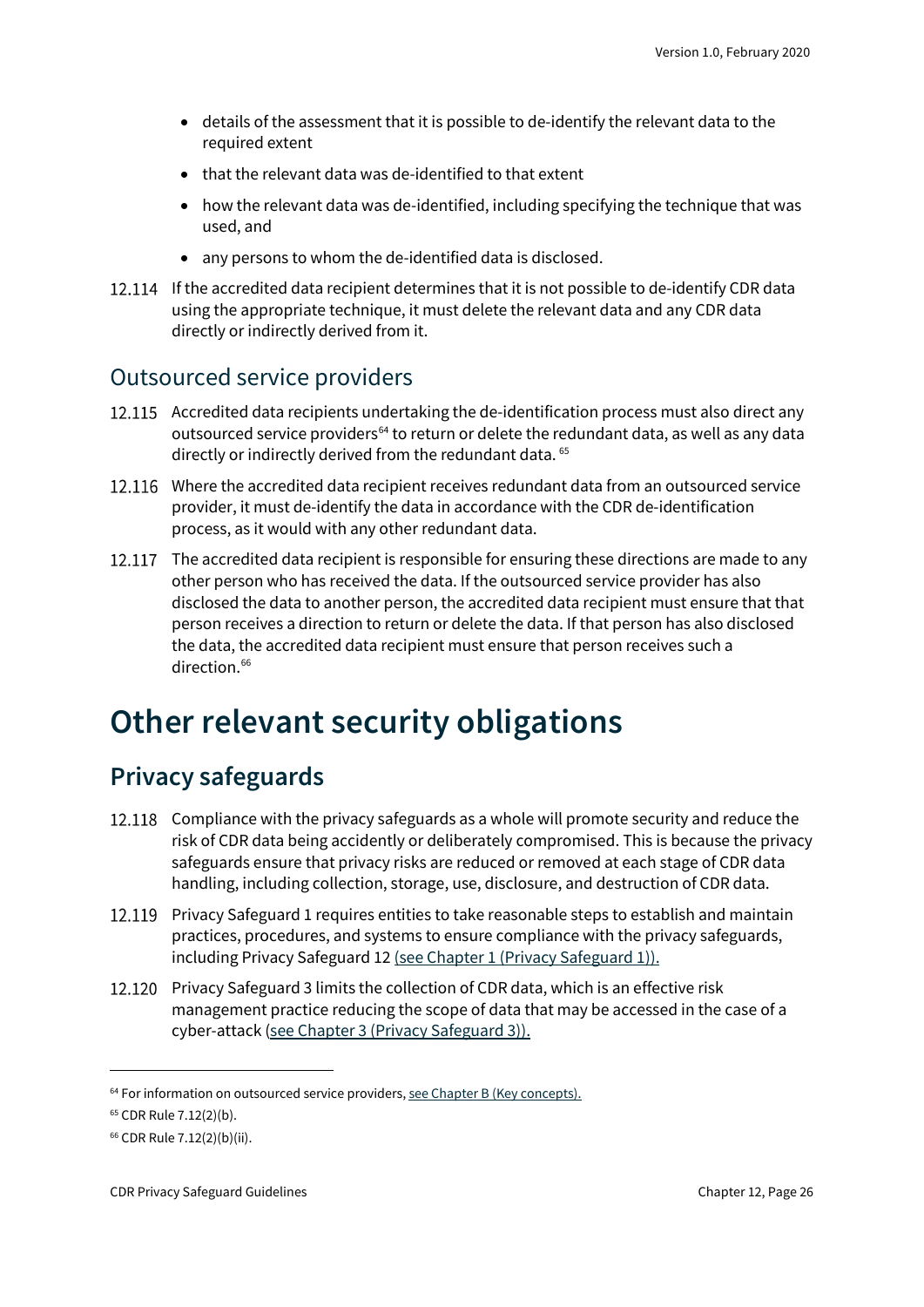- details of the assessment that it is possible to de-identify the relevant data to the required extent
- that the relevant data was de-identified to that extent
- how the relevant data was de-identified, including specifying the technique that was used, and
- any persons to whom the de-identified data is disclosed.

12.114 If the accredited data recipient determines that it is not possible to de-identify CDR data using the appropriate technique, it must delete the relevant data and any CDR data directly or indirectly derived from it.

## Outsourced service providers

12.115 Accredited data recipients undertaking the de-identification process must also direct any outsourced service providers[64] to return or delete the redundant data, as well as any data directly or indirectly derived from the redundant data. [65]

12.116 Where the accredited data recipient receives redundant data from an outsourced service provider, it must de-identify the data in accordance with the CDR de-identification process, as it would with any other redundant data.

12.117 The accredited data recipient is responsible for ensuring these directions are made to any other person who has received the data. If the outsourced service provider has also disclosed the data to another person, the accredited data recipient must ensure that that person receives a direction to return or delete the data. If that person has also disclosed the data, the accredited data recipient must ensure that person receives such a direction.[66]

# Other relevant security obligations

## Privacy safeguards

12.118 Compliance with the privacy safeguards as a whole will promote security and reduce the risk of CDR data being accidently or deliberately compromised. This is because the privacy safeguards ensure that privacy risks are reduced or removed at each stage of CDR data handling, including collection, storage, use, disclosure, and destruction of CDR data.

12.119 Privacy Safeguard 1 requires entities to take reasonable steps to establish and maintain practices, procedures, and systems to ensure compliance with the privacy safeguards, including Privacy Safeguard 12 (see Chapter 1 (Privacy Safeguard 1)).

12.120 Privacy Safeguard 3 limits the collection of CDR data, which is an effective risk management practice reducing the scope of data that may be accessed in the case of a cyber-attack (see Chapter 3 (Privacy Safeguard 3)).

---

[64] For information on outsourced service providers, see Chapter B (Key concepts).

[65] CDR Rule 7.12(2)(b).

[66] CDR Rule 7.12(2)(b)(ii).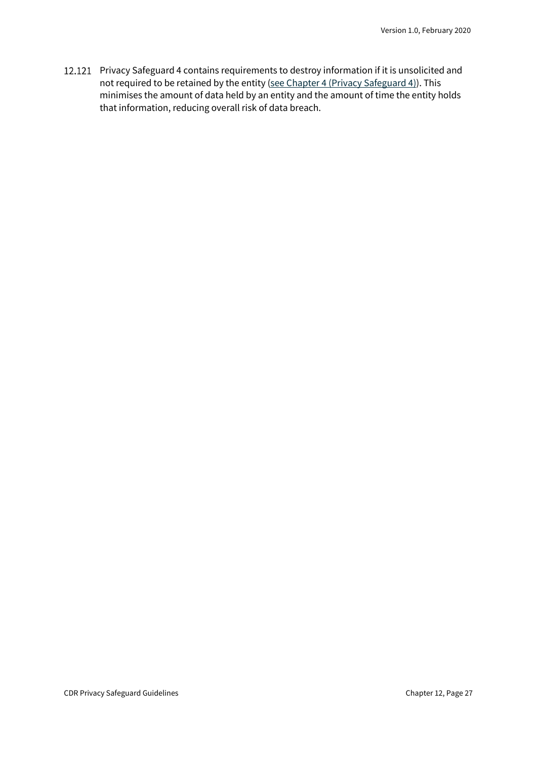12.121 Privacy Safeguard 4 contains requirements to destroy information if it is unsolicited and not required to be retained by the entity (see Chapter 4 (Privacy Safeguard 4)). This minimises the amount of data held by an entity and the amount of time the entity holds that information, reducing overall risk of data breach.